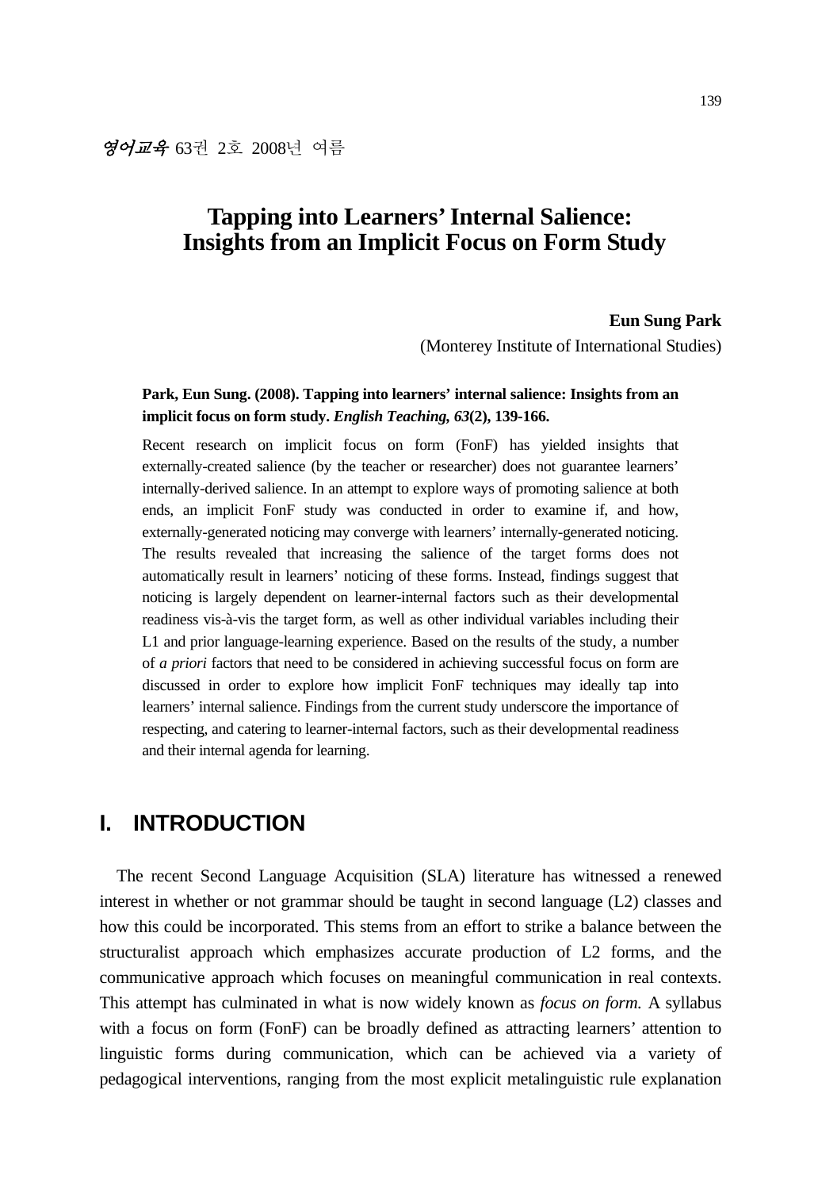# Tapping into Learners' Internal Salience: Insights from an Implicit Focus on Form Study

**Eun Sung Park**
(Monterey Institute of International Studies)

**Park, Eun Sung. (2008). Tapping into learners' internal salience: Insights from an implicit focus on form study. *English Teaching, 63*(2), 139-166.**

Recent research on implicit focus on form (FonF) has yielded insights that externally-created salience (by the teacher or researcher) does not guarantee learners' internally-derived salience. In an attempt to explore ways of promoting salience at both ends, an implicit FonF study was conducted in order to examine if, and how, externally-generated noticing may converge with learners' internally-generated noticing. The results revealed that increasing the salience of the target forms does not automatically result in learners' noticing of these forms. Instead, findings suggest that noticing is largely dependent on learner-internal factors such as their developmental readiness vis-à-vis the target form, as well as other individual variables including their L1 and prior language-learning experience. Based on the results of the study, a number of *a priori* factors that need to be considered in achieving successful focus on form are discussed in order to explore how implicit FonF techniques may ideally tap into learners' internal salience. Findings from the current study underscore the importance of respecting, and catering to learner-internal factors, such as their developmental readiness and their internal agenda for learning.

## I. INTRODUCTION

The recent Second Language Acquisition (SLA) literature has witnessed a renewed interest in whether or not grammar should be taught in second language (L2) classes and how this could be incorporated. This stems from an effort to strike a balance between the structuralist approach which emphasizes accurate production of L2 forms, and the communicative approach which focuses on meaningful communication in real contexts. This attempt has culminated in what is now widely known as *focus on form.* A syllabus with a focus on form (FonF) can be broadly defined as attracting learners' attention to linguistic forms during communication, which can be achieved via a variety of pedagogical interventions, ranging from the most explicit metalinguistic rule explanation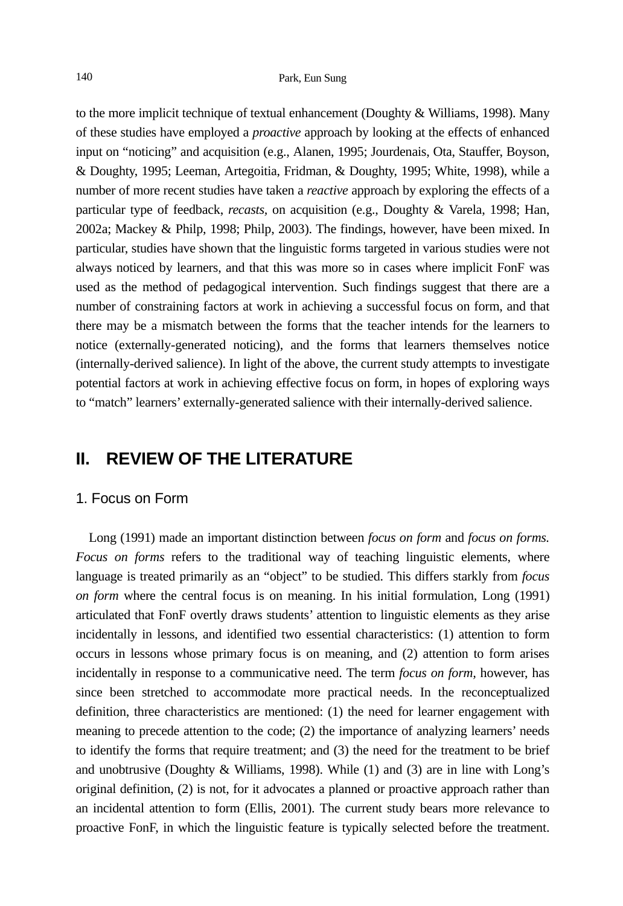to the more implicit technique of textual enhancement (Doughty & Williams, 1998). Many of these studies have employed a *proactive* approach by looking at the effects of enhanced input on "noticing" and acquisition (e.g., Alanen, 1995; Jourdenais, Ota, Stauffer, Boyson, & Doughty, 1995; Leeman, Artegoitia, Fridman, & Doughty, 1995; White, 1998), while a number of more recent studies have taken a *reactive* approach by exploring the effects of a particular type of feedback, *recasts*, on acquisition (e.g., Doughty & Varela, 1998; Han, 2002a; Mackey & Philp, 1998; Philp, 2003). The findings, however, have been mixed. In particular, studies have shown that the linguistic forms targeted in various studies were not always noticed by learners, and that this was more so in cases where implicit FonF was used as the method of pedagogical intervention. Such findings suggest that there are a number of constraining factors at work in achieving a successful focus on form, and that there may be a mismatch between the forms that the teacher intends for the learners to notice (externally-generated noticing), and the forms that learners themselves notice (internally-derived salience). In light of the above, the current study attempts to investigate potential factors at work in achieving effective focus on form, in hopes of exploring ways to "match" learners' externally-generated salience with their internally-derived salience.

## II. REVIEW OF THE LITERATURE

### 1. Focus on Form

Long (1991) made an important distinction between *focus on form* and *focus on forms. Focus on forms* refers to the traditional way of teaching linguistic elements, where language is treated primarily as an "object" to be studied. This differs starkly from *focus on form* where the central focus is on meaning. In his initial formulation, Long (1991) articulated that FonF overtly draws students' attention to linguistic elements as they arise incidentally in lessons, and identified two essential characteristics: (1) attention to form occurs in lessons whose primary focus is on meaning, and (2) attention to form arises incidentally in response to a communicative need. The term *focus on form*, however, has since been stretched to accommodate more practical needs. In the reconceptualized definition, three characteristics are mentioned: (1) the need for learner engagement with meaning to precede attention to the code; (2) the importance of analyzing learners' needs to identify the forms that require treatment; and (3) the need for the treatment to be brief and unobtrusive (Doughty & Williams, 1998). While (1) and (3) are in line with Long's original definition, (2) is not, for it advocates a planned or proactive approach rather than an incidental attention to form (Ellis, 2001). The current study bears more relevance to proactive FonF, in which the linguistic feature is typically selected before the treatment.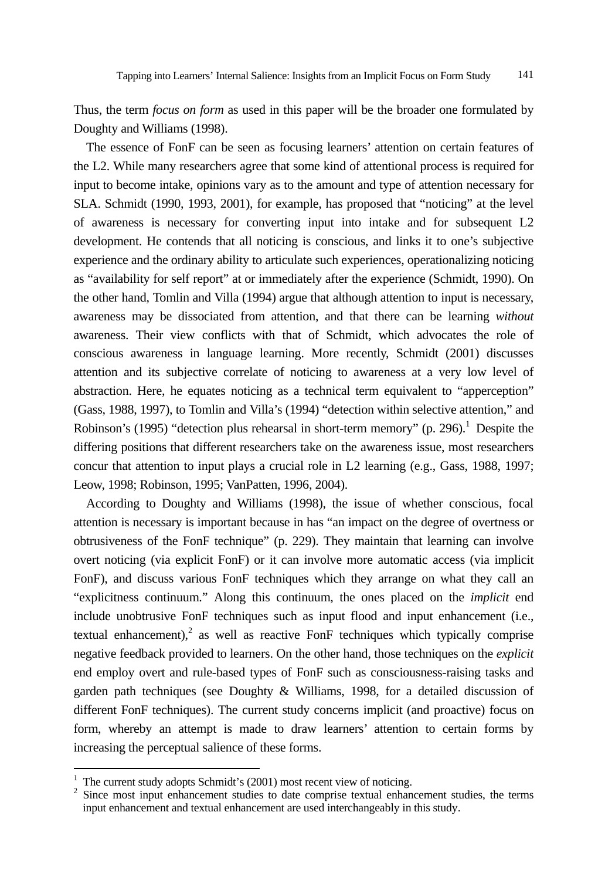Thus, the term *focus on form* as used in this paper will be the broader one formulated by Doughty and Williams (1998).

The essence of FonF can be seen as focusing learners' attention on certain features of the L2. While many researchers agree that some kind of attentional process is required for input to become intake, opinions vary as to the amount and type of attention necessary for SLA. Schmidt (1990, 1993, 2001), for example, has proposed that "noticing" at the level of awareness is necessary for converting input into intake and for subsequent L2 development. He contends that all noticing is conscious, and links it to one's subjective experience and the ordinary ability to articulate such experiences, operationalizing noticing as "availability for self report" at or immediately after the experience (Schmidt, 1990). On the other hand, Tomlin and Villa (1994) argue that although attention to input is necessary, awareness may be dissociated from attention, and that there can be learning *without* awareness. Their view conflicts with that of Schmidt, which advocates the role of conscious awareness in language learning. More recently, Schmidt (2001) discusses attention and its subjective correlate of noticing to awareness at a very low level of abstraction. Here, he equates noticing as a technical term equivalent to "apperception" (Gass, 1988, 1997), to Tomlin and Villa's (1994) "detection within selective attention," and Robinson's (1995) "detection plus rehearsal in short-term memory" (p. 296).[1] Despite the differing positions that different researchers take on the awareness issue, most researchers concur that attention to input plays a crucial role in L2 learning (e.g., Gass, 1988, 1997; Leow, 1998; Robinson, 1995; VanPatten, 1996, 2004).

According to Doughty and Williams (1998), the issue of whether conscious, focal attention is necessary is important because in has "an impact on the degree of overtness or obtrusiveness of the FonF technique" (p. 229). They maintain that learning can involve overt noticing (via explicit FonF) or it can involve more automatic access (via implicit FonF), and discuss various FonF techniques which they arrange on what they call an "explicitness continuum." Along this continuum, the ones placed on the *implicit* end include unobtrusive FonF techniques such as input flood and input enhancement (i.e., textual enhancement),[2] as well as reactive FonF techniques which typically comprise negative feedback provided to learners. On the other hand, those techniques on the *explicit* end employ overt and rule-based types of FonF such as consciousness-raising tasks and garden path techniques (see Doughty & Williams, 1998, for a detailed discussion of different FonF techniques). The current study concerns implicit (and proactive) focus on form, whereby an attempt is made to draw learners' attention to certain forms by increasing the perceptual salience of these forms.

---

[1] The current study adopts Schmidt's (2001) most recent view of noticing.

[2] Since most input enhancement studies to date comprise textual enhancement studies, the terms input enhancement and textual enhancement are used interchangeably in this study.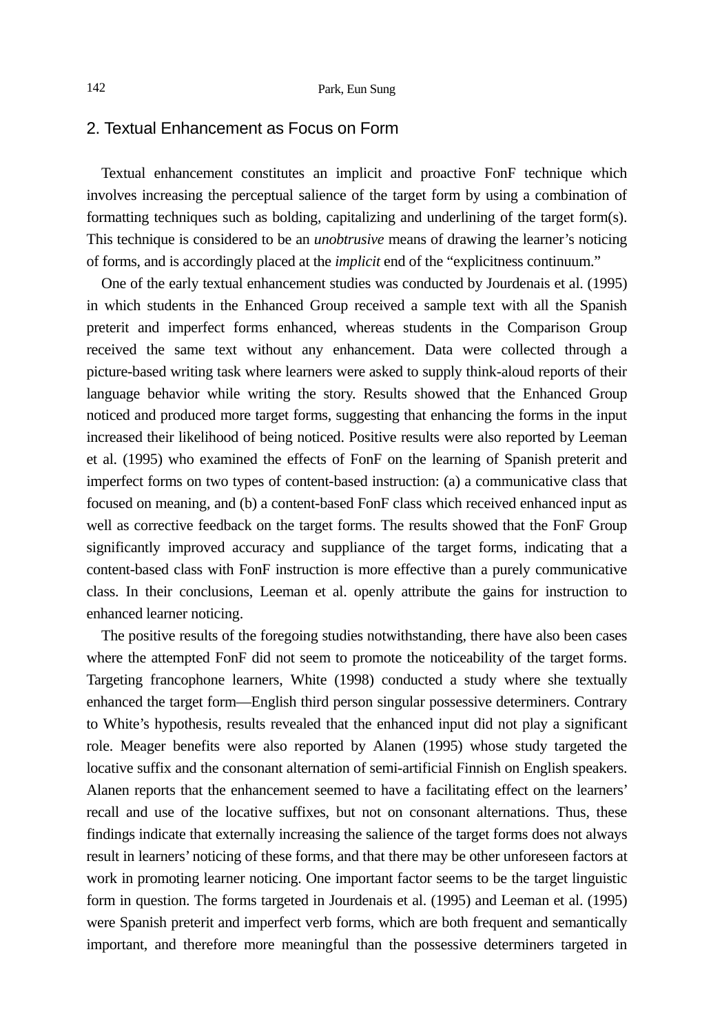## 2. Textual Enhancement as Focus on Form

Textual enhancement constitutes an implicit and proactive FonF technique which involves increasing the perceptual salience of the target form by using a combination of formatting techniques such as bolding, capitalizing and underlining of the target form(s). This technique is considered to be an *unobtrusive* means of drawing the learner's noticing of forms, and is accordingly placed at the *implicit* end of the "explicitness continuum."

One of the early textual enhancement studies was conducted by Jourdenais et al. (1995) in which students in the Enhanced Group received a sample text with all the Spanish preterit and imperfect forms enhanced, whereas students in the Comparison Group received the same text without any enhancement. Data were collected through a picture-based writing task where learners were asked to supply think-aloud reports of their language behavior while writing the story. Results showed that the Enhanced Group noticed and produced more target forms, suggesting that enhancing the forms in the input increased their likelihood of being noticed. Positive results were also reported by Leeman et al. (1995) who examined the effects of FonF on the learning of Spanish preterit and imperfect forms on two types of content-based instruction: (a) a communicative class that focused on meaning, and (b) a content-based FonF class which received enhanced input as well as corrective feedback on the target forms. The results showed that the FonF Group significantly improved accuracy and suppliance of the target forms, indicating that a content-based class with FonF instruction is more effective than a purely communicative class. In their conclusions, Leeman et al. openly attribute the gains for instruction to enhanced learner noticing.

The positive results of the foregoing studies notwithstanding, there have also been cases where the attempted FonF did not seem to promote the noticeability of the target forms. Targeting francophone learners, White (1998) conducted a study where she textually enhanced the target form—English third person singular possessive determiners. Contrary to White's hypothesis, results revealed that the enhanced input did not play a significant role. Meager benefits were also reported by Alanen (1995) whose study targeted the locative suffix and the consonant alternation of semi-artificial Finnish on English speakers. Alanen reports that the enhancement seemed to have a facilitating effect on the learners' recall and use of the locative suffixes, but not on consonant alternations. Thus, these findings indicate that externally increasing the salience of the target forms does not always result in learners' noticing of these forms, and that there may be other unforeseen factors at work in promoting learner noticing. One important factor seems to be the target linguistic form in question. The forms targeted in Jourdenais et al. (1995) and Leeman et al. (1995) were Spanish preterit and imperfect verb forms, which are both frequent and semantically important, and therefore more meaningful than the possessive determiners targeted in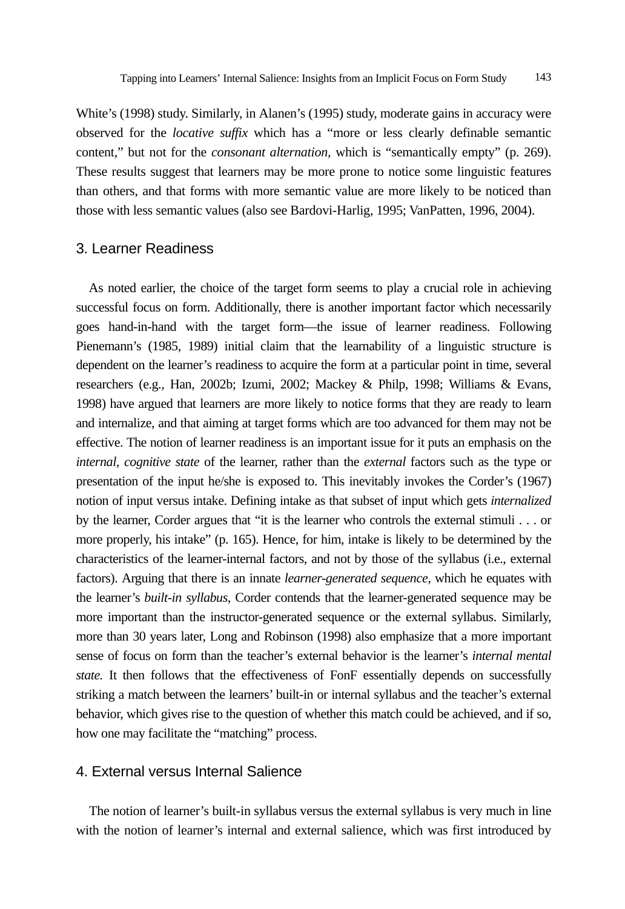White's (1998) study. Similarly, in Alanen's (1995) study, moderate gains in accuracy were observed for the *locative suffix* which has a "more or less clearly definable semantic content," but not for the *consonant alternation*, which is "semantically empty" (p. 269). These results suggest that learners may be more prone to notice some linguistic features than others, and that forms with more semantic value are more likely to be noticed than those with less semantic values (also see Bardovi-Harlig, 1995; VanPatten, 1996, 2004).

## 3. Learner Readiness

As noted earlier, the choice of the target form seems to play a crucial role in achieving successful focus on form. Additionally, there is another important factor which necessarily goes hand-in-hand with the target form—the issue of learner readiness. Following Pienemann's (1985, 1989) initial claim that the learnability of a linguistic structure is dependent on the learner's readiness to acquire the form at a particular point in time, several researchers (e.g., Han, 2002b; Izumi, 2002; Mackey & Philp, 1998; Williams & Evans, 1998) have argued that learners are more likely to notice forms that they are ready to learn and internalize, and that aiming at target forms which are too advanced for them may not be effective. The notion of learner readiness is an important issue for it puts an emphasis on the *internal, cognitive state* of the learner, rather than the *external* factors such as the type or presentation of the input he/she is exposed to. This inevitably invokes the Corder's (1967) notion of input versus intake. Defining intake as that subset of input which gets *internalized* by the learner, Corder argues that "it is the learner who controls the external stimuli . . . or more properly, his intake" (p. 165). Hence, for him, intake is likely to be determined by the characteristics of the learner-internal factors, and not by those of the syllabus (i.e., external factors). Arguing that there is an innate *learner-generated sequence*, which he equates with the learner's *built-in syllabus*, Corder contends that the learner-generated sequence may be more important than the instructor-generated sequence or the external syllabus. Similarly, more than 30 years later, Long and Robinson (1998) also emphasize that a more important sense of focus on form than the teacher's external behavior is the learner's *internal mental state.* It then follows that the effectiveness of FonF essentially depends on successfully striking a match between the learners' built-in or internal syllabus and the teacher's external behavior, which gives rise to the question of whether this match could be achieved, and if so, how one may facilitate the "matching" process.

## 4. External versus Internal Salience

The notion of learner's built-in syllabus versus the external syllabus is very much in line with the notion of learner's internal and external salience, which was first introduced by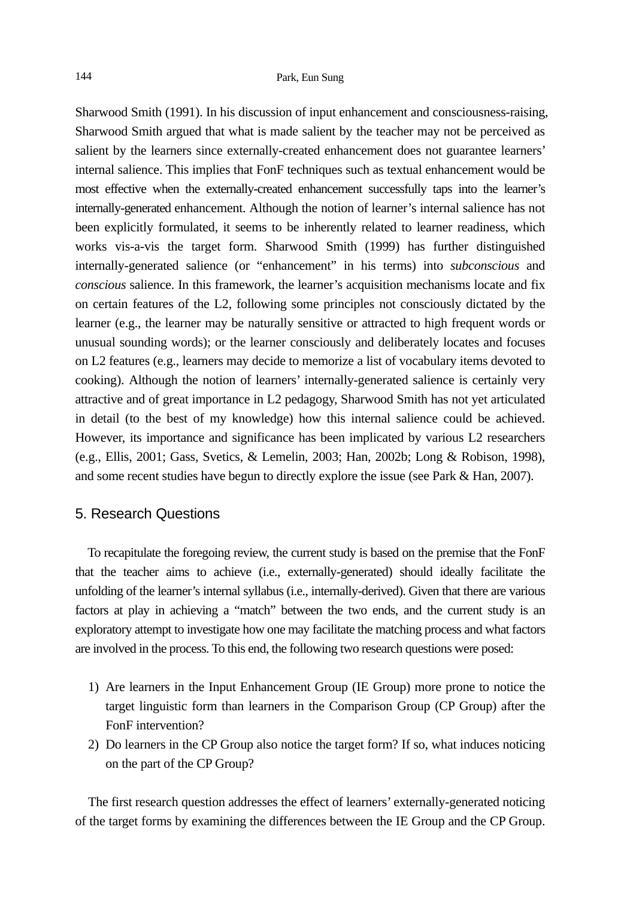Sharwood Smith (1991). In his discussion of input enhancement and consciousness-raising, Sharwood Smith argued that what is made salient by the teacher may not be perceived as salient by the learners since externally-created enhancement does not guarantee learners' internal salience. This implies that FonF techniques such as textual enhancement would be most effective when the externally-created enhancement successfully taps into the learner's internally-generated enhancement. Although the notion of learner's internal salience has not been explicitly formulated, it seems to be inherently related to learner readiness, which works vis-a-vis the target form. Sharwood Smith (1999) has further distinguished internally-generated salience (or "enhancement" in his terms) into *subconscious* and *conscious* salience. In this framework, the learner's acquisition mechanisms locate and fix on certain features of the L2, following some principles not consciously dictated by the learner (e.g., the learner may be naturally sensitive or attracted to high frequent words or unusual sounding words); or the learner consciously and deliberately locates and focuses on L2 features (e.g., learners may decide to memorize a list of vocabulary items devoted to cooking). Although the notion of learners' internally-generated salience is certainly very attractive and of great importance in L2 pedagogy, Sharwood Smith has not yet articulated in detail (to the best of my knowledge) how this internal salience could be achieved. However, its importance and significance has been implicated by various L2 researchers (e.g., Ellis, 2001; Gass, Svetics, & Lemelin, 2003; Han, 2002b; Long & Robison, 1998), and some recent studies have begun to directly explore the issue (see Park & Han, 2007).

## 5. Research Questions

To recapitulate the foregoing review, the current study is based on the premise that the FonF that the teacher aims to achieve (i.e., externally-generated) should ideally facilitate the unfolding of the learner's internal syllabus (i.e., internally-derived). Given that there are various factors at play in achieving a "match" between the two ends, and the current study is an exploratory attempt to investigate how one may facilitate the matching process and what factors are involved in the process. To this end, the following two research questions were posed:

1) Are learners in the Input Enhancement Group (IE Group) more prone to notice the target linguistic form than learners in the Comparison Group (CP Group) after the FonF intervention?
2) Do learners in the CP Group also notice the target form? If so, what induces noticing on the part of the CP Group?

The first research question addresses the effect of learners' externally-generated noticing of the target forms by examining the differences between the IE Group and the CP Group.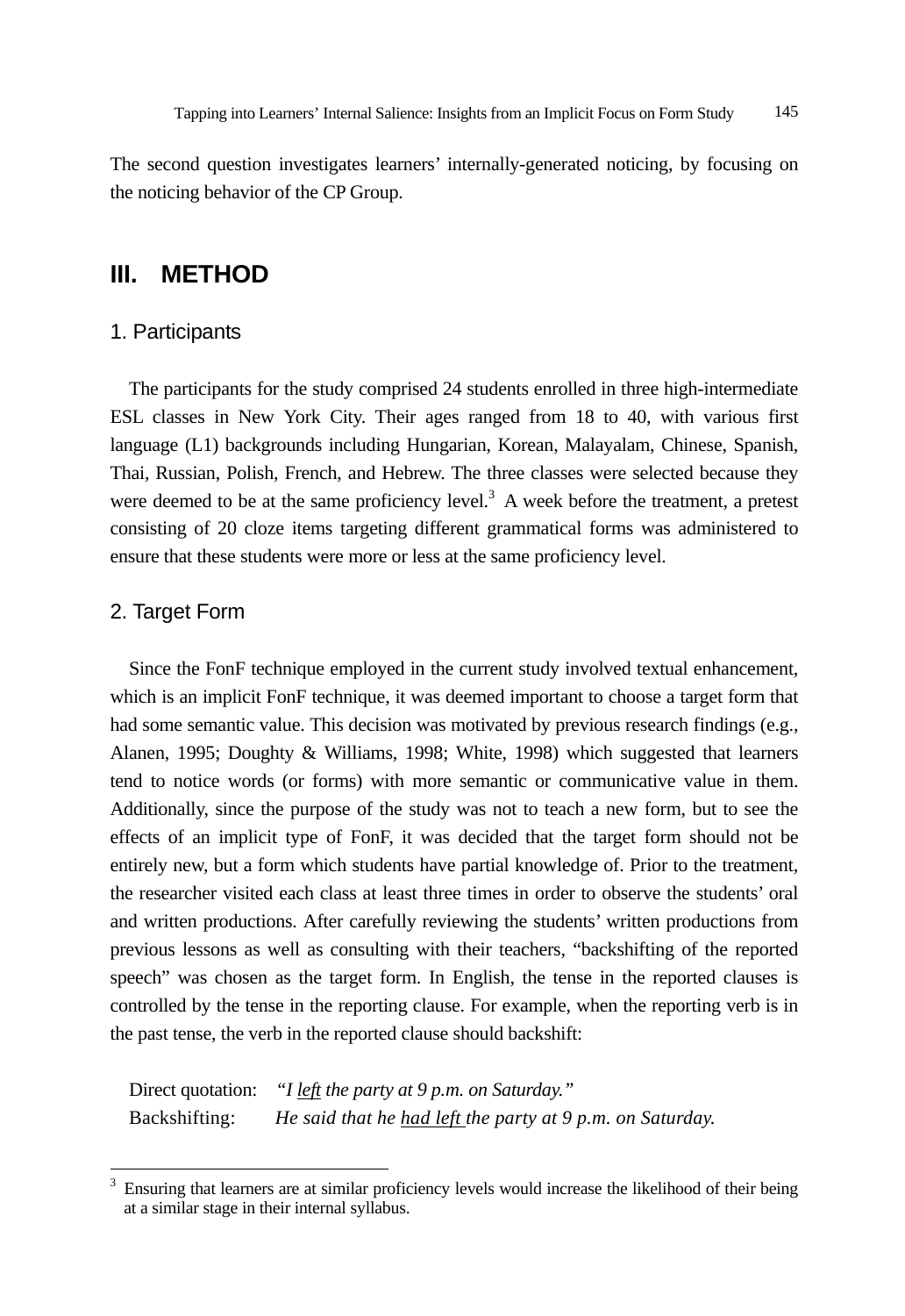The second question investigates learners' internally-generated noticing, by focusing on the noticing behavior of the CP Group.

## III. METHOD

### 1. Participants

The participants for the study comprised 24 students enrolled in three high-intermediate ESL classes in New York City. Their ages ranged from 18 to 40, with various first language (L1) backgrounds including Hungarian, Korean, Malayalam, Chinese, Spanish, Thai, Russian, Polish, French, and Hebrew. The three classes were selected because they were deemed to be at the same proficiency level.[3] A week before the treatment, a pretest consisting of 20 cloze items targeting different grammatical forms was administered to ensure that these students were more or less at the same proficiency level.

### 2. Target Form

Since the FonF technique employed in the current study involved textual enhancement, which is an implicit FonF technique, it was deemed important to choose a target form that had some semantic value. This decision was motivated by previous research findings (e.g., Alanen, 1995; Doughty & Williams, 1998; White, 1998) which suggested that learners tend to notice words (or forms) with more semantic or communicative value in them. Additionally, since the purpose of the study was not to teach a new form, but to see the effects of an implicit type of FonF, it was decided that the target form should not be entirely new, but a form which students have partial knowledge of. Prior to the treatment, the researcher visited each class at least three times in order to observe the students' oral and written productions. After carefully reviewing the students' written productions from previous lessons as well as consulting with their teachers, "backshifting of the reported speech" was chosen as the target form. In English, the tense in the reported clauses is controlled by the tense in the reporting clause. For example, when the reporting verb is in the past tense, the verb in the reported clause should backshift:

Direct quotation: *"I <u>left</u> the party at 9 p.m. on Saturday."*
Backshifting: *He said that he <u>had left</u> the party at 9 p.m. on Saturday.*

---

[3] Ensuring that learners are at similar proficiency levels would increase the likelihood of their being at a similar stage in their internal syllabus.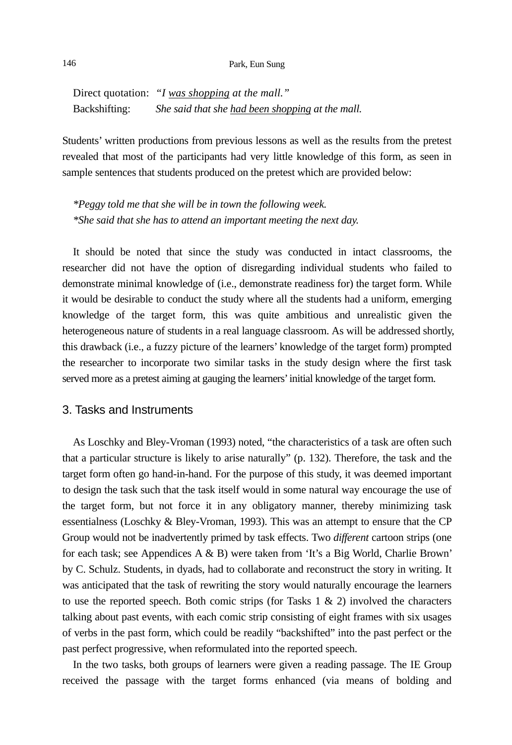Direct quotation: *"I <u>was shopping</u> at the mall."*
Backshifting: *She said that she <u>had been shopping</u> at the mall.*

Students' written productions from previous lessons as well as the results from the pretest revealed that most of the participants had very little knowledge of this form, as seen in sample sentences that students produced on the pretest which are provided below:

*\*Peggy told me that she will be in town the following week.*
*\*She said that she has to attend an important meeting the next day.*

It should be noted that since the study was conducted in intact classrooms, the researcher did not have the option of disregarding individual students who failed to demonstrate minimal knowledge of (i.e., demonstrate readiness for) the target form. While it would be desirable to conduct the study where all the students had a uniform, emerging knowledge of the target form, this was quite ambitious and unrealistic given the heterogeneous nature of students in a real language classroom. As will be addressed shortly, this drawback (i.e., a fuzzy picture of the learners' knowledge of the target form) prompted the researcher to incorporate two similar tasks in the study design where the first task served more as a pretest aiming at gauging the learners' initial knowledge of the target form.

## 3. Tasks and Instruments

As Loschky and Bley-Vroman (1993) noted, "the characteristics of a task are often such that a particular structure is likely to arise naturally" (p. 132). Therefore, the task and the target form often go hand-in-hand. For the purpose of this study, it was deemed important to design the task such that the task itself would in some natural way encourage the use of the target form, but not force it in any obligatory manner, thereby minimizing task essentialness (Loschky & Bley-Vroman, 1993). This was an attempt to ensure that the CP Group would not be inadvertently primed by task effects. Two *different* cartoon strips (one for each task; see Appendices A & B) were taken from 'It's a Big World, Charlie Brown' by C. Schulz. Students, in dyads, had to collaborate and reconstruct the story in writing. It was anticipated that the task of rewriting the story would naturally encourage the learners to use the reported speech. Both comic strips (for Tasks 1 & 2) involved the characters talking about past events, with each comic strip consisting of eight frames with six usages of verbs in the past form, which could be readily "backshifted" into the past perfect or the past perfect progressive, when reformulated into the reported speech.

In the two tasks, both groups of learners were given a reading passage. The IE Group received the passage with the target forms enhanced (via means of bolding and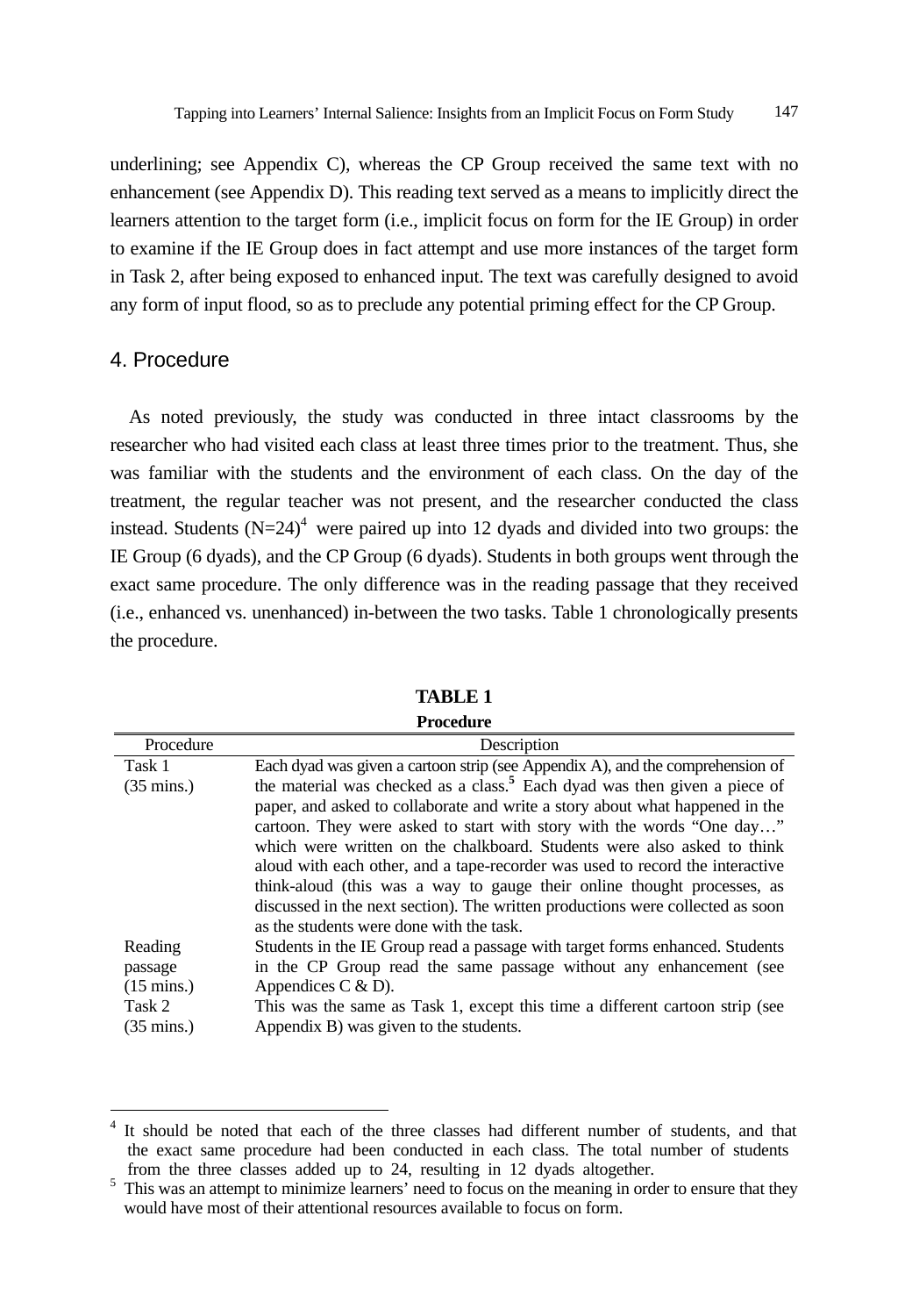underlining; see Appendix C), whereas the CP Group received the same text with no enhancement (see Appendix D). This reading text served as a means to implicitly direct the learners attention to the target form (i.e., implicit focus on form for the IE Group) in order to examine if the IE Group does in fact attempt and use more instances of the target form in Task 2, after being exposed to enhanced input. The text was carefully designed to avoid any form of input flood, so as to preclude any potential priming effect for the CP Group.

## 4. Procedure

As noted previously, the study was conducted in three intact classrooms by the researcher who had visited each class at least three times prior to the treatment. Thus, she was familiar with the students and the environment of each class. On the day of the treatment, the regular teacher was not present, and the researcher conducted the class instead. Students (N=24)[4] were paired up into 12 dyads and divided into two groups: the IE Group (6 dyads), and the CP Group (6 dyads). Students in both groups went through the exact same procedure. The only difference was in the reading passage that they received (i.e., enhanced vs. unenhanced) in-between the two tasks. Table 1 chronologically presents the procedure.

**TABLE 1**
**Procedure**

| Procedure | Description |
|---|---|
| Task 1 (35 mins.) | Each dyad was given a cartoon strip (see Appendix A), and the comprehension of the material was checked as a class.[5] Each dyad was then given a piece of paper, and asked to collaborate and write a story about what happened in the cartoon. They were asked to start with story with the words "One day…" which were written on the chalkboard. Students were also asked to think aloud with each other, and a tape-recorder was used to record the interactive think-aloud (this was a way to gauge their online thought processes, as discussed in the next section). The written productions were collected as soon as the students were done with the task. |
| Reading passage (15 mins.) | Students in the IE Group read a passage with target forms enhanced. Students in the CP Group read the same passage without any enhancement (see Appendices C & D). |
| Task 2 (35 mins.) | This was the same as Task 1, except this time a different cartoon strip (see Appendix B) was given to the students. |

[4] It should be noted that each of the three classes had different number of students, and that the exact same procedure had been conducted in each class. The total number of students from the three classes added up to 24, resulting in 12 dyads altogether.

[5] This was an attempt to minimize learners' need to focus on the meaning in order to ensure that they would have most of their attentional resources available to focus on form.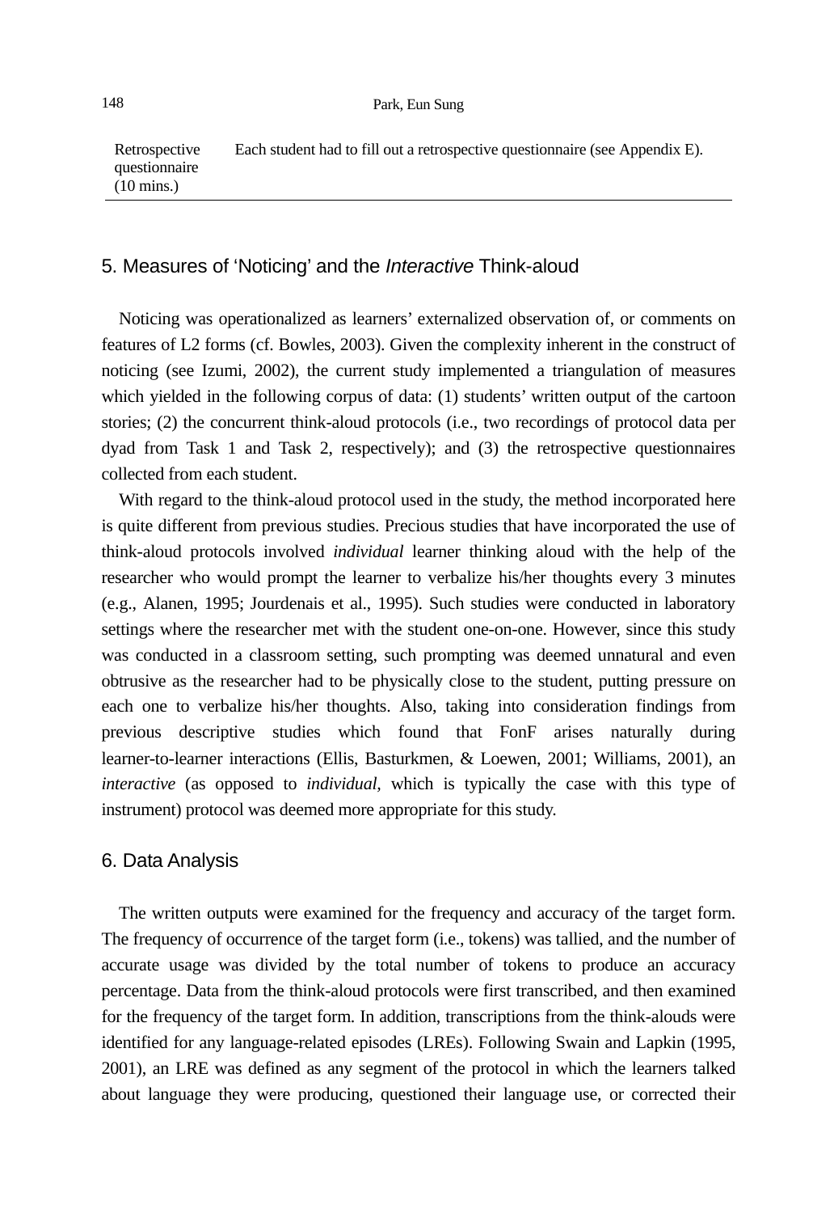| | |
|---|---|
| Retrospective questionnaire (10 mins.) | Each student had to fill out a retrospective questionnaire (see Appendix E). |

## 5. Measures of 'Noticing' and the *Interactive* Think-aloud

Noticing was operationalized as learners' externalized observation of, or comments on features of L2 forms (cf. Bowles, 2003). Given the complexity inherent in the construct of noticing (see Izumi, 2002), the current study implemented a triangulation of measures which yielded in the following corpus of data: (1) students' written output of the cartoon stories; (2) the concurrent think-aloud protocols (i.e., two recordings of protocol data per dyad from Task 1 and Task 2, respectively); and (3) the retrospective questionnaires collected from each student.

With regard to the think-aloud protocol used in the study, the method incorporated here is quite different from previous studies. Precious studies that have incorporated the use of think-aloud protocols involved *individual* learner thinking aloud with the help of the researcher who would prompt the learner to verbalize his/her thoughts every 3 minutes (e.g., Alanen, 1995; Jourdenais et al., 1995). Such studies were conducted in laboratory settings where the researcher met with the student one-on-one. However, since this study was conducted in a classroom setting, such prompting was deemed unnatural and even obtrusive as the researcher had to be physically close to the student, putting pressure on each one to verbalize his/her thoughts. Also, taking into consideration findings from previous descriptive studies which found that FonF arises naturally during learner-to-learner interactions (Ellis, Basturkmen, & Loewen, 2001; Williams, 2001), an *interactive* (as opposed to *individual,* which is typically the case with this type of instrument) protocol was deemed more appropriate for this study.

## 6. Data Analysis

The written outputs were examined for the frequency and accuracy of the target form. The frequency of occurrence of the target form (i.e., tokens) was tallied, and the number of accurate usage was divided by the total number of tokens to produce an accuracy percentage. Data from the think-aloud protocols were first transcribed, and then examined for the frequency of the target form. In addition, transcriptions from the think-alouds were identified for any language-related episodes (LREs). Following Swain and Lapkin (1995, 2001), an LRE was defined as any segment of the protocol in which the learners talked about language they were producing, questioned their language use, or corrected their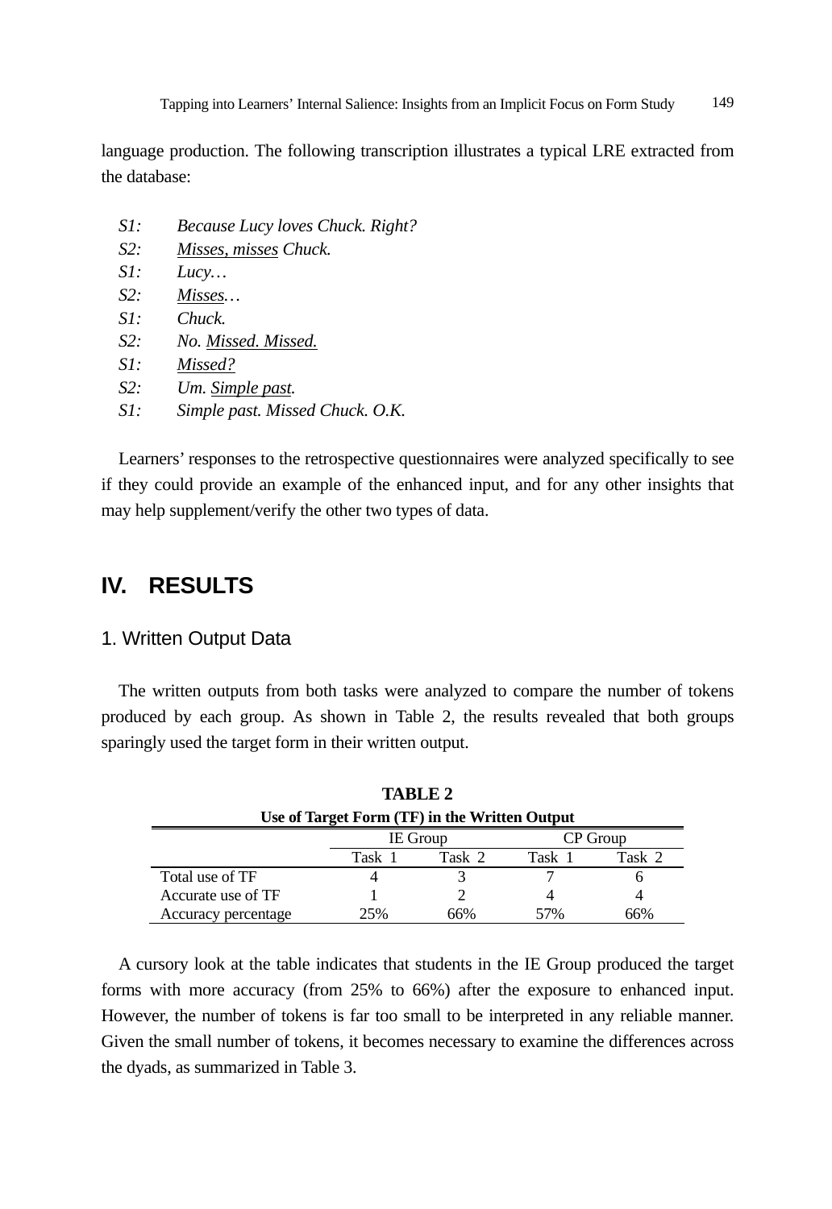language production. The following transcription illustrates a typical LRE extracted from the database:

*S1: Because Lucy loves Chuck. Right?*
*S2: <u>Misses, misses</u> Chuck.*
*S1: Lucy…*
*S2: <u>Misses</u>…*
*S1: Chuck.*
*S2: No. <u>Missed. Missed.</u>*
*S1: <u>Missed?</u>*
*S2: Um. <u>Simple past</u>.*
*S1: Simple past. Missed Chuck. O.K.*

Learners' responses to the retrospective questionnaires were analyzed specifically to see if they could provide an example of the enhanced input, and for any other insights that may help supplement/verify the other two types of data.

## IV. RESULTS

### 1. Written Output Data

The written outputs from both tasks were analyzed to compare the number of tokens produced by each group. As shown in Table 2, the results revealed that both groups sparingly used the target form in their written output.

**TABLE 2**
**Use of Target Form (TF) in the Written Output**

| | IE Group | | CP Group | |
|---|---|---|---|---|
| | Task 1 | Task 2 | Task 1 | Task 2 |
| Total use of TF | 4 | 3 | 7 | 6 |
| Accurate use of TF | 1 | 2 | 4 | 4 |
| Accuracy percentage | 25% | 66% | 57% | 66% |

A cursory look at the table indicates that students in the IE Group produced the target forms with more accuracy (from 25% to 66%) after the exposure to enhanced input. However, the number of tokens is far too small to be interpreted in any reliable manner. Given the small number of tokens, it becomes necessary to examine the differences across the dyads, as summarized in Table 3.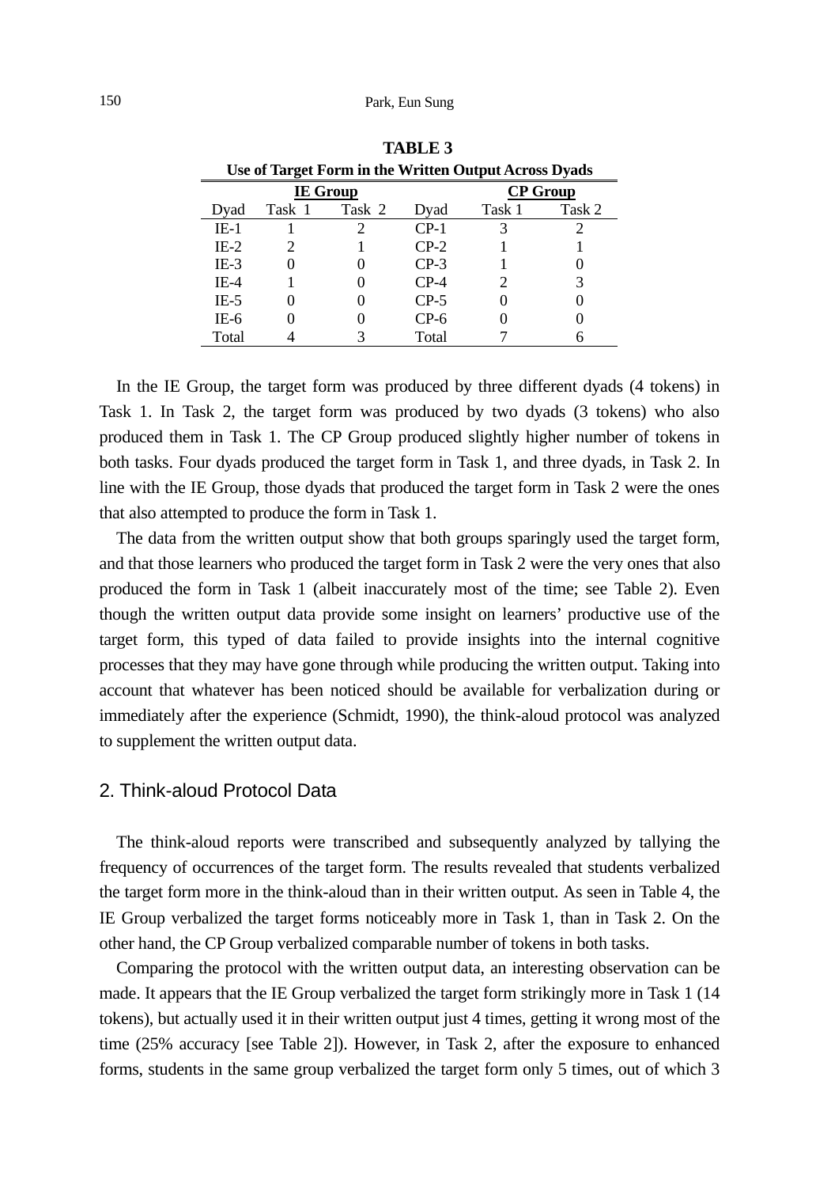**TABLE 3**
**Use of Target Form in the Written Output Across Dyads**

| IE Group | | | CP Group | | |
|---|---|---|---|---|---|
| Dyad | Task 1 | Task 2 | Dyad | Task 1 | Task 2 |
| IE-1 | 1 | 2 | CP-1 | 3 | 2 |
| IE-2 | 2 | 1 | CP-2 | 1 | 1 |
| IE-3 | 0 | 0 | CP-3 | 1 | 0 |
| IE-4 | 1 | 0 | CP-4 | 2 | 3 |
| IE-5 | 0 | 0 | CP-5 | 0 | 0 |
| IE-6 | 0 | 0 | CP-6 | 0 | 0 |
| Total | 4 | 3 | Total | 7 | 6 |

In the IE Group, the target form was produced by three different dyads (4 tokens) in Task 1. In Task 2, the target form was produced by two dyads (3 tokens) who also produced them in Task 1. The CP Group produced slightly higher number of tokens in both tasks. Four dyads produced the target form in Task 1, and three dyads, in Task 2. In line with the IE Group, those dyads that produced the target form in Task 2 were the ones that also attempted to produce the form in Task 1.

The data from the written output show that both groups sparingly used the target form, and that those learners who produced the target form in Task 2 were the very ones that also produced the form in Task 1 (albeit inaccurately most of the time; see Table 2). Even though the written output data provide some insight on learners' productive use of the target form, this typed of data failed to provide insights into the internal cognitive processes that they may have gone through while producing the written output. Taking into account that whatever has been noticed should be available for verbalization during or immediately after the experience (Schmidt, 1990), the think-aloud protocol was analyzed to supplement the written output data.

## 2. Think-aloud Protocol Data

The think-aloud reports were transcribed and subsequently analyzed by tallying the frequency of occurrences of the target form. The results revealed that students verbalized the target form more in the think-aloud than in their written output. As seen in Table 4, the IE Group verbalized the target forms noticeably more in Task 1, than in Task 2. On the other hand, the CP Group verbalized comparable number of tokens in both tasks.

Comparing the protocol with the written output data, an interesting observation can be made. It appears that the IE Group verbalized the target form strikingly more in Task 1 (14 tokens), but actually used it in their written output just 4 times, getting it wrong most of the time (25% accuracy [see Table 2]). However, in Task 2, after the exposure to enhanced forms, students in the same group verbalized the target form only 5 times, out of which 3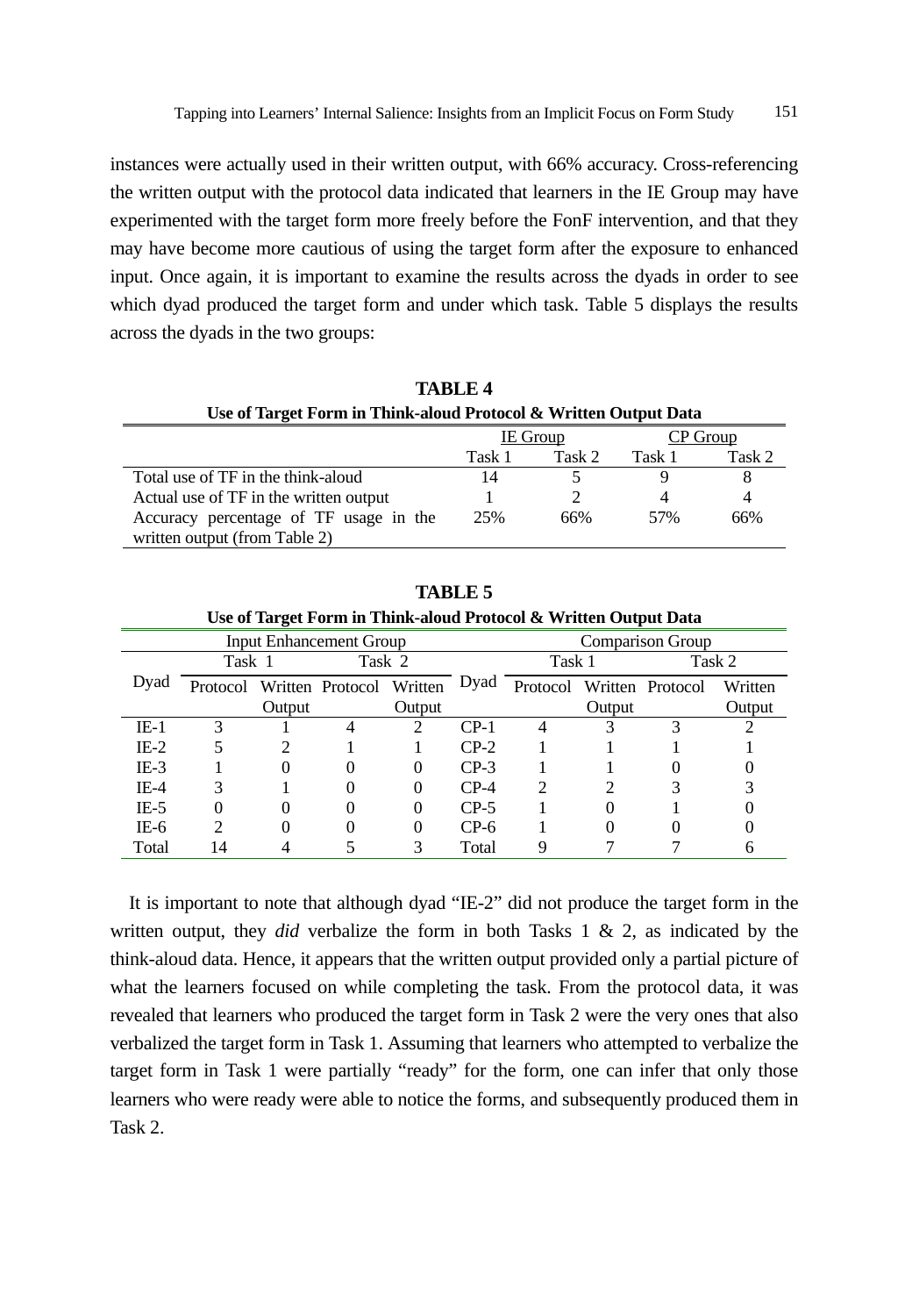instances were actually used in their written output, with 66% accuracy. Cross-referencing the written output with the protocol data indicated that learners in the IE Group may have experimented with the target form more freely before the FonF intervention, and that they may have become more cautious of using the target form after the exposure to enhanced input. Once again, it is important to examine the results across the dyads in order to see which dyad produced the target form and under which task. Table 5 displays the results across the dyads in the two groups:

**TABLE 4**

**Use of Target Form in Think-aloud Protocol & Written Output Data**

| | IE Group | | CP Group | |
|---|---|---|---|---|
| | Task 1 | Task 2 | Task 1 | Task 2 |
| Total use of TF in the think-aloud | 14 | 5 | 9 | 8 |
| Actual use of TF in the written output | 1 | 2 | 4 | 4 |
| Accuracy percentage of TF usage in the written output (from Table 2) | 25% | 66% | 57% | 66% |

**TABLE 5**

**Use of Target Form in Think-aloud Protocol & Written Output Data**

| | Input Enhancement Group | | | | | Comparison Group | | | |
|---|---|---|---|---|---|---|---|---|---|
| | Task 1 | | Task 2 | | | Task 1 | | Task 2 | |
| Dyad | Protocol | Written Output | Protocol | Written Output | Dyad | Protocol | Written Output | Protocol | Written Output |
| IE-1 | 3 | 1 | 4 | 2 | CP-1 | 4 | 3 | 3 | 2 |
| IE-2 | 5 | 2 | 1 | 1 | CP-2 | 1 | 1 | 1 | 1 |
| IE-3 | 1 | 0 | 0 | 0 | CP-3 | 1 | 1 | 0 | 0 |
| IE-4 | 3 | 1 | 0 | 0 | CP-4 | 2 | 2 | 3 | 3 |
| IE-5 | 0 | 0 | 0 | 0 | CP-5 | 1 | 0 | 1 | 0 |
| IE-6 | 2 | 0 | 0 | 0 | CP-6 | 1 | 0 | 0 | 0 |
| Total | 14 | 4 | 5 | 3 | Total | 9 | 7 | 7 | 6 |

It is important to note that although dyad "IE-2" did not produce the target form in the written output, they *did* verbalize the form in both Tasks 1 & 2, as indicated by the think-aloud data. Hence, it appears that the written output provided only a partial picture of what the learners focused on while completing the task. From the protocol data, it was revealed that learners who produced the target form in Task 2 were the very ones that also verbalized the target form in Task 1. Assuming that learners who attempted to verbalize the target form in Task 1 were partially "ready" for the form, one can infer that only those learners who were ready were able to notice the forms, and subsequently produced them in Task 2.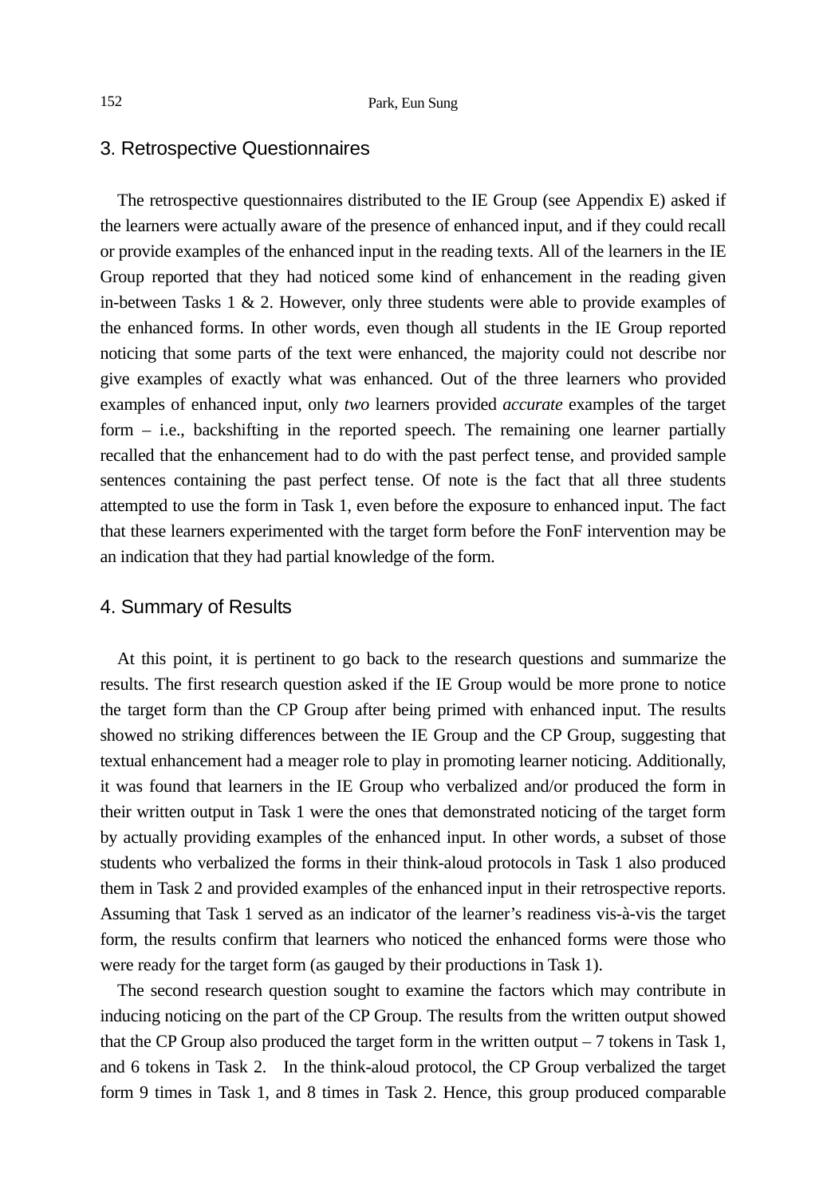## 3. Retrospective Questionnaires

The retrospective questionnaires distributed to the IE Group (see Appendix E) asked if the learners were actually aware of the presence of enhanced input, and if they could recall or provide examples of the enhanced input in the reading texts. All of the learners in the IE Group reported that they had noticed some kind of enhancement in the reading given in-between Tasks 1 & 2. However, only three students were able to provide examples of the enhanced forms. In other words, even though all students in the IE Group reported noticing that some parts of the text were enhanced, the majority could not describe nor give examples of exactly what was enhanced. Out of the three learners who provided examples of enhanced input, only *two* learners provided *accurate* examples of the target form – i.e., backshifting in the reported speech. The remaining one learner partially recalled that the enhancement had to do with the past perfect tense, and provided sample sentences containing the past perfect tense. Of note is the fact that all three students attempted to use the form in Task 1, even before the exposure to enhanced input. The fact that these learners experimented with the target form before the FonF intervention may be an indication that they had partial knowledge of the form.

## 4. Summary of Results

At this point, it is pertinent to go back to the research questions and summarize the results. The first research question asked if the IE Group would be more prone to notice the target form than the CP Group after being primed with enhanced input. The results showed no striking differences between the IE Group and the CP Group, suggesting that textual enhancement had a meager role to play in promoting learner noticing. Additionally, it was found that learners in the IE Group who verbalized and/or produced the form in their written output in Task 1 were the ones that demonstrated noticing of the target form by actually providing examples of the enhanced input. In other words, a subset of those students who verbalized the forms in their think-aloud protocols in Task 1 also produced them in Task 2 and provided examples of the enhanced input in their retrospective reports. Assuming that Task 1 served as an indicator of the learner's readiness vis-à-vis the target form, the results confirm that learners who noticed the enhanced forms were those who were ready for the target form (as gauged by their productions in Task 1).

The second research question sought to examine the factors which may contribute in inducing noticing on the part of the CP Group. The results from the written output showed that the CP Group also produced the target form in the written output – 7 tokens in Task 1, and 6 tokens in Task 2. In the think-aloud protocol, the CP Group verbalized the target form 9 times in Task 1, and 8 times in Task 2. Hence, this group produced comparable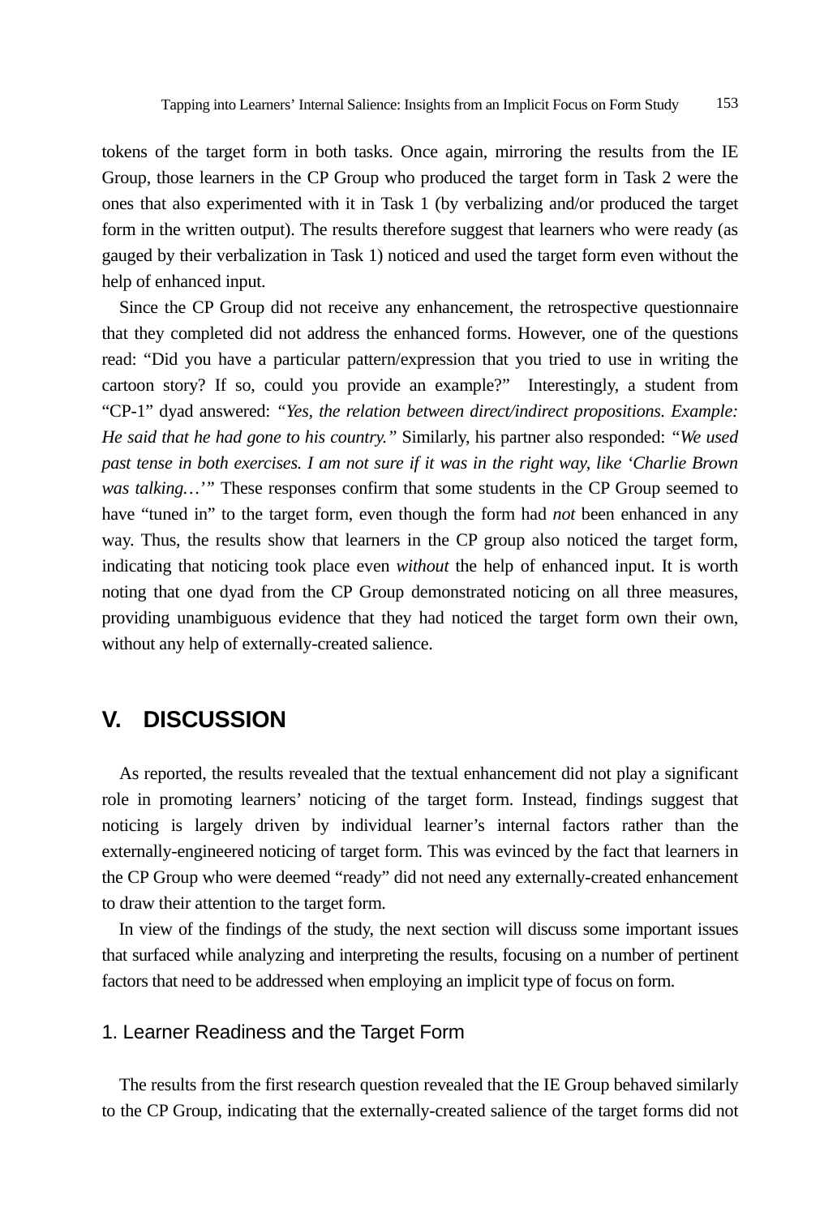tokens of the target form in both tasks. Once again, mirroring the results from the IE Group, those learners in the CP Group who produced the target form in Task 2 were the ones that also experimented with it in Task 1 (by verbalizing and/or produced the target form in the written output). The results therefore suggest that learners who were ready (as gauged by their verbalization in Task 1) noticed and used the target form even without the help of enhanced input.

Since the CP Group did not receive any enhancement, the retrospective questionnaire that they completed did not address the enhanced forms. However, one of the questions read: "Did you have a particular pattern/expression that you tried to use in writing the cartoon story? If so, could you provide an example?" Interestingly, a student from "CP-1" dyad answered: *"Yes, the relation between direct/indirect propositions. Example: He said that he had gone to his country."* Similarly, his partner also responded: *"We used past tense in both exercises. I am not sure if it was in the right way, like 'Charlie Brown was talking…'"* These responses confirm that some students in the CP Group seemed to have "tuned in" to the target form, even though the form had *not* been enhanced in any way. Thus, the results show that learners in the CP group also noticed the target form, indicating that noticing took place even *without* the help of enhanced input. It is worth noting that one dyad from the CP Group demonstrated noticing on all three measures, providing unambiguous evidence that they had noticed the target form own their own, without any help of externally-created salience.

## V. DISCUSSION

As reported, the results revealed that the textual enhancement did not play a significant role in promoting learners' noticing of the target form. Instead, findings suggest that noticing is largely driven by individual learner's internal factors rather than the externally-engineered noticing of target form. This was evinced by the fact that learners in the CP Group who were deemed "ready" did not need any externally-created enhancement to draw their attention to the target form.

In view of the findings of the study, the next section will discuss some important issues that surfaced while analyzing and interpreting the results, focusing on a number of pertinent factors that need to be addressed when employing an implicit type of focus on form.

### 1. Learner Readiness and the Target Form

The results from the first research question revealed that the IE Group behaved similarly to the CP Group, indicating that the externally-created salience of the target forms did not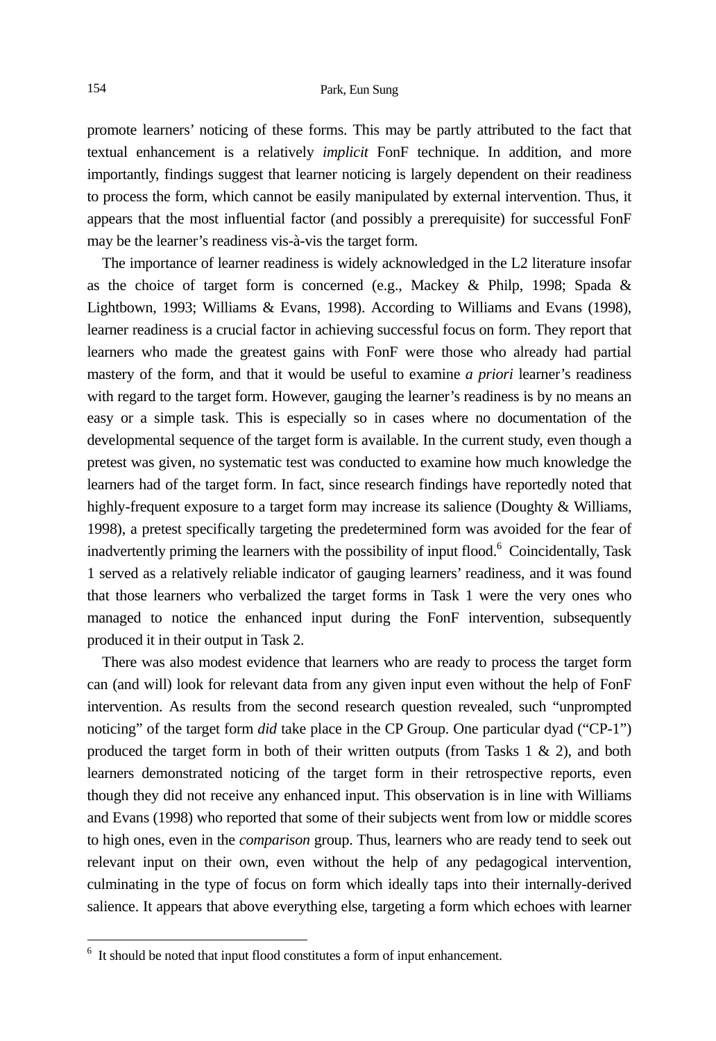promote learners' noticing of these forms. This may be partly attributed to the fact that textual enhancement is a relatively *implicit* FonF technique. In addition, and more importantly, findings suggest that learner noticing is largely dependent on their readiness to process the form, which cannot be easily manipulated by external intervention. Thus, it appears that the most influential factor (and possibly a prerequisite) for successful FonF may be the learner's readiness vis-à-vis the target form.

The importance of learner readiness is widely acknowledged in the L2 literature insofar as the choice of target form is concerned (e.g., Mackey & Philp, 1998; Spada & Lightbown, 1993; Williams & Evans, 1998). According to Williams and Evans (1998), learner readiness is a crucial factor in achieving successful focus on form. They report that learners who made the greatest gains with FonF were those who already had partial mastery of the form, and that it would be useful to examine *a priori* learner's readiness with regard to the target form. However, gauging the learner's readiness is by no means an easy or a simple task. This is especially so in cases where no documentation of the developmental sequence of the target form is available. In the current study, even though a pretest was given, no systematic test was conducted to examine how much knowledge the learners had of the target form. In fact, since research findings have reportedly noted that highly-frequent exposure to a target form may increase its salience (Doughty & Williams, 1998), a pretest specifically targeting the predetermined form was avoided for the fear of inadvertently priming the learners with the possibility of input flood.[6] Coincidentally, Task 1 served as a relatively reliable indicator of gauging learners' readiness, and it was found that those learners who verbalized the target forms in Task 1 were the very ones who managed to notice the enhanced input during the FonF intervention, subsequently produced it in their output in Task 2.

There was also modest evidence that learners who are ready to process the target form can (and will) look for relevant data from any given input even without the help of FonF intervention. As results from the second research question revealed, such "unprompted noticing" of the target form *did* take place in the CP Group. One particular dyad ("CP-1") produced the target form in both of their written outputs (from Tasks 1 & 2), and both learners demonstrated noticing of the target form in their retrospective reports, even though they did not receive any enhanced input. This observation is in line with Williams and Evans (1998) who reported that some of their subjects went from low or middle scores to high ones, even in the *comparison* group. Thus, learners who are ready tend to seek out relevant input on their own, even without the help of any pedagogical intervention, culminating in the type of focus on form which ideally taps into their internally-derived salience. It appears that above everything else, targeting a form which echoes with learner

---

[6] It should be noted that input flood constitutes a form of input enhancement.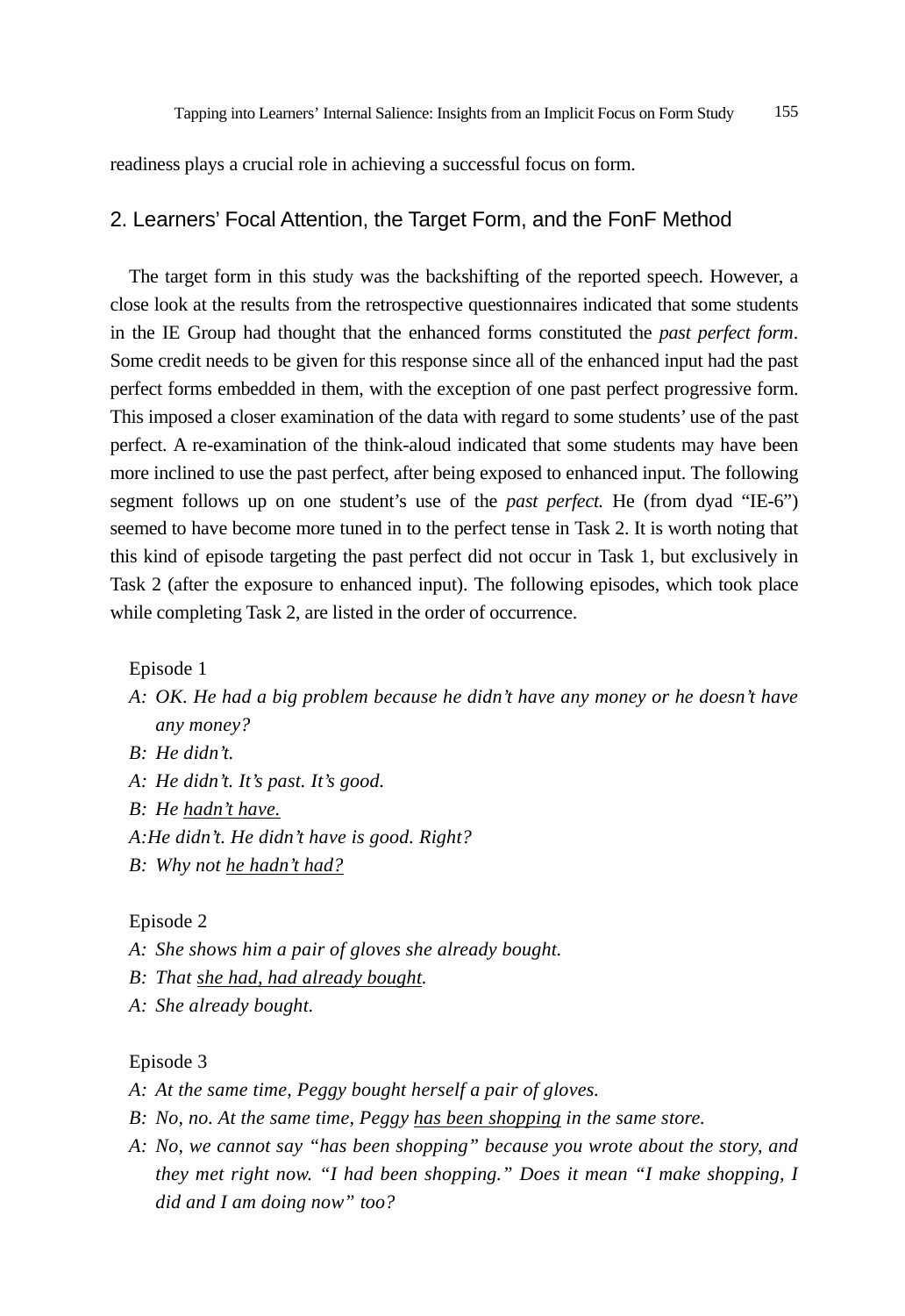readiness plays a crucial role in achieving a successful focus on form.

## 2. Learners' Focal Attention, the Target Form, and the FonF Method

The target form in this study was the backshifting of the reported speech. However, a close look at the results from the retrospective questionnaires indicated that some students in the IE Group had thought that the enhanced forms constituted the *past perfect form*. Some credit needs to be given for this response since all of the enhanced input had the past perfect forms embedded in them, with the exception of one past perfect progressive form. This imposed a closer examination of the data with regard to some students' use of the past perfect. A re-examination of the think-aloud indicated that some students may have been more inclined to use the past perfect, after being exposed to enhanced input. The following segment follows up on one student's use of the *past perfect.* He (from dyad "IE-6") seemed to have become more tuned in to the perfect tense in Task 2. It is worth noting that this kind of episode targeting the past perfect did not occur in Task 1, but exclusively in Task 2 (after the exposure to enhanced input). The following episodes, which took place while completing Task 2, are listed in the order of occurrence.

Episode 1

A: *OK. He had a big problem because he didn't have any money or he doesn't have any money?*

B: *He didn't.*

A: *He didn't. It's past. It's good.*

B: *He <u>hadn't have.</u>*

A: *He didn't. He didn't have is good. Right?*

B: *Why not <u>he hadn't had?</u>*

Episode 2

A: *She shows him a pair of gloves she already bought.*

B: *That <u>she had, had already bought</u>.*

A: *She already bought.*

Episode 3

A: *At the same time, Peggy bought herself a pair of gloves.*

B: *No, no. At the same time, Peggy <u>has been shopping</u> in the same store.*

A: *No, we cannot say "has been shopping" because you wrote about the story, and they met right now. "I had been shopping." Does it mean "I make shopping, I did and I am doing now" too?*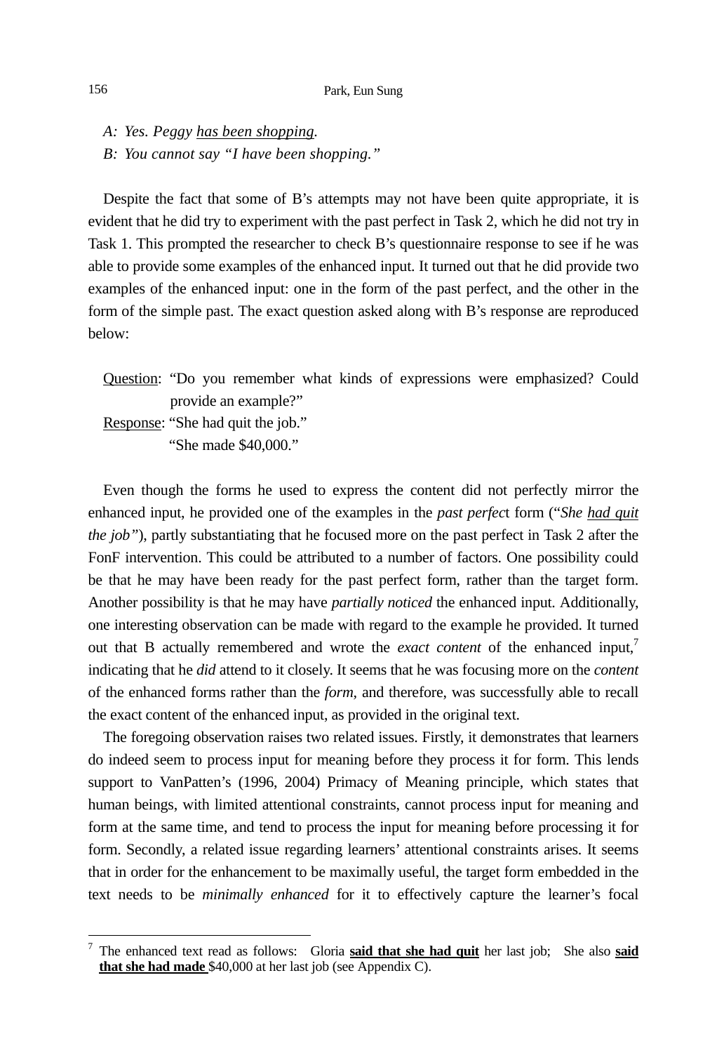*A: Yes. Peggy <u>has been shopping</u>.*

*B: You cannot say "I have been shopping."*

Despite the fact that some of B's attempts may not have been quite appropriate, it is evident that he did try to experiment with the past perfect in Task 2, which he did not try in Task 1. This prompted the researcher to check B's questionnaire response to see if he was able to provide some examples of the enhanced input. It turned out that he did provide two examples of the enhanced input: one in the form of the past perfect, and the other in the form of the simple past. The exact question asked along with B's response are reproduced below:

<u>Question</u>: "Do you remember what kinds of expressions were emphasized? Could provide an example?"

<u>Response</u>: "She had quit the job."
"She made $40,000."

Even though the forms he used to express the content did not perfectly mirror the enhanced input, he provided one of the examples in the *past perfec*t form ("*She <u>had quit</u> the job"*), partly substantiating that he focused more on the past perfect in Task 2 after the FonF intervention. This could be attributed to a number of factors. One possibility could be that he may have been ready for the past perfect form, rather than the target form. Another possibility is that he may have *partially noticed* the enhanced input. Additionally, one interesting observation can be made with regard to the example he provided. It turned out that B actually remembered and wrote the *exact content* of the enhanced input,[7] indicating that he *did* attend to it closely. It seems that he was focusing more on the *content* of the enhanced forms rather than the *form*, and therefore, was successfully able to recall the exact content of the enhanced input, as provided in the original text.

The foregoing observation raises two related issues. Firstly, it demonstrates that learners do indeed seem to process input for meaning before they process it for form. This lends support to VanPatten's (1996, 2004) Primacy of Meaning principle, which states that human beings, with limited attentional constraints, cannot process input for meaning and form at the same time, and tend to process the input for meaning before processing it for form. Secondly, a related issue regarding learners' attentional constraints arises. It seems that in order for the enhancement to be maximally useful, the target form embedded in the text needs to be *minimally enhanced* for it to effectively capture the learner's focal

---

[7] The enhanced text read as follows: Gloria **<u>said that she had quit</u>** her last job; She also **<u>said that she had made</u>** $40,000 at her last job (see Appendix C).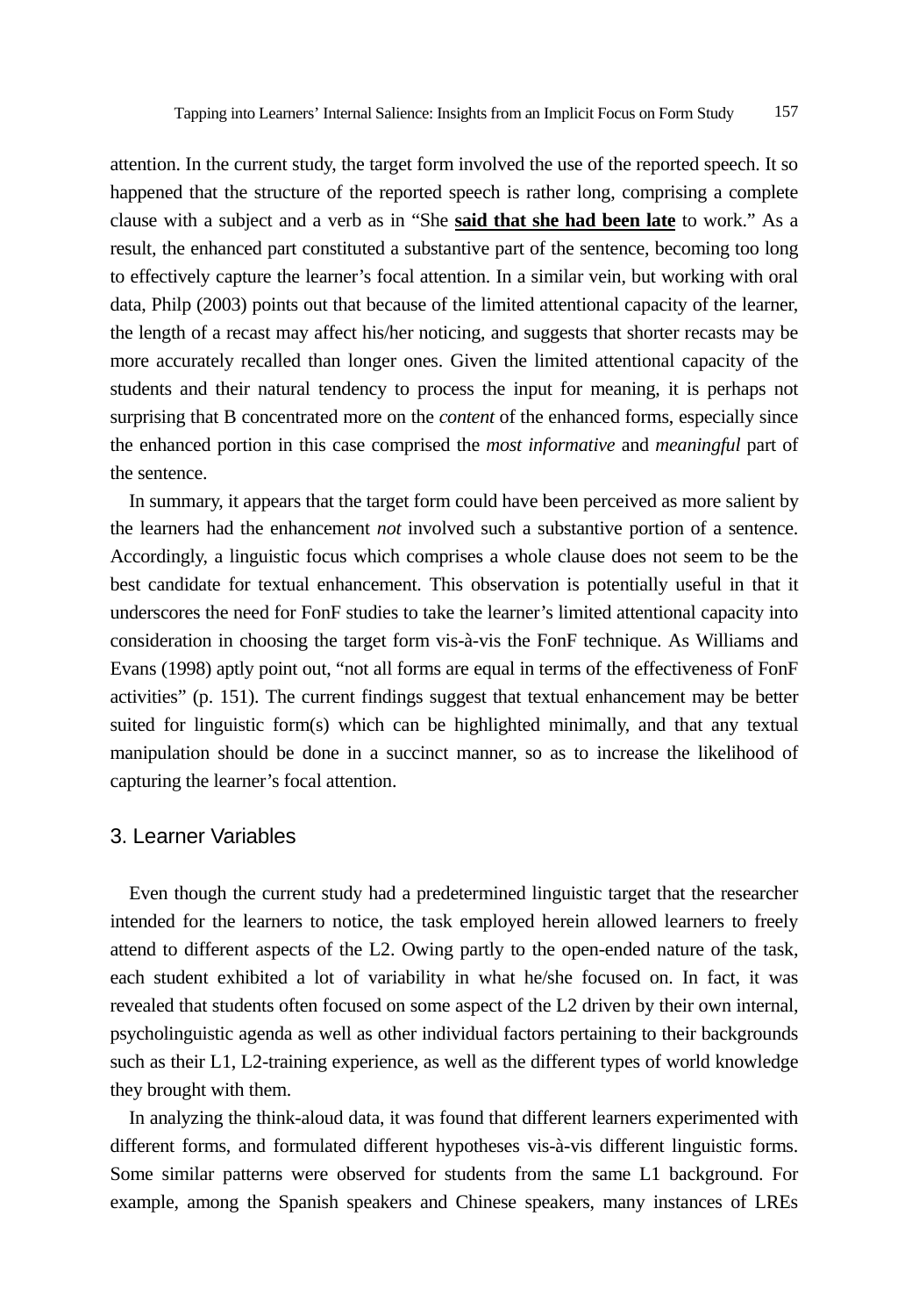attention. In the current study, the target form involved the use of the reported speech. It so happened that the structure of the reported speech is rather long, comprising a complete clause with a subject and a verb as in "She <u>**said that she had been late**</u> to work." As a result, the enhanced part constituted a substantive part of the sentence, becoming too long to effectively capture the learner's focal attention. In a similar vein, but working with oral data, Philp (2003) points out that because of the limited attentional capacity of the learner, the length of a recast may affect his/her noticing, and suggests that shorter recasts may be more accurately recalled than longer ones. Given the limited attentional capacity of the students and their natural tendency to process the input for meaning, it is perhaps not surprising that B concentrated more on the *content* of the enhanced forms, especially since the enhanced portion in this case comprised the *most informative* and *meaningful* part of the sentence.

In summary, it appears that the target form could have been perceived as more salient by the learners had the enhancement *not* involved such a substantive portion of a sentence. Accordingly, a linguistic focus which comprises a whole clause does not seem to be the best candidate for textual enhancement. This observation is potentially useful in that it underscores the need for FonF studies to take the learner's limited attentional capacity into consideration in choosing the target form vis-à-vis the FonF technique. As Williams and Evans (1998) aptly point out, "not all forms are equal in terms of the effectiveness of FonF activities" (p. 151). The current findings suggest that textual enhancement may be better suited for linguistic form(s) which can be highlighted minimally, and that any textual manipulation should be done in a succinct manner, so as to increase the likelihood of capturing the learner's focal attention.

## 3. Learner Variables

Even though the current study had a predetermined linguistic target that the researcher intended for the learners to notice, the task employed herein allowed learners to freely attend to different aspects of the L2. Owing partly to the open-ended nature of the task, each student exhibited a lot of variability in what he/she focused on. In fact, it was revealed that students often focused on some aspect of the L2 driven by their own internal, psycholinguistic agenda as well as other individual factors pertaining to their backgrounds such as their L1, L2-training experience, as well as the different types of world knowledge they brought with them.

In analyzing the think-aloud data, it was found that different learners experimented with different forms, and formulated different hypotheses vis-à-vis different linguistic forms. Some similar patterns were observed for students from the same L1 background. For example, among the Spanish speakers and Chinese speakers, many instances of LREs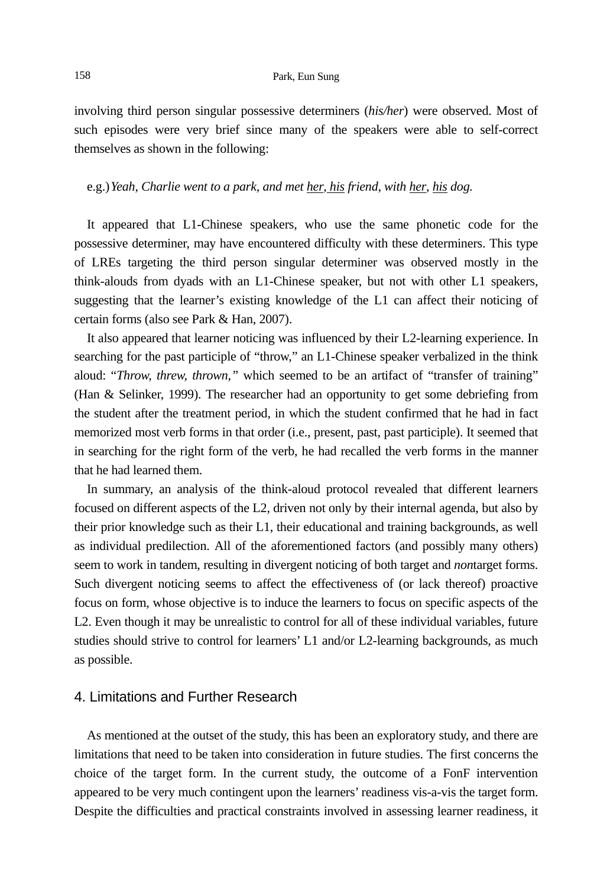involving third person singular possessive determiners (*his/her*) were observed. Most of such episodes were very brief since many of the speakers were able to self-correct themselves as shown in the following:

e.g.) *Yeah, Charlie went to a park, and met <u>her, his</u> friend, with <u>her</u>, <u>his</u> dog.*

It appeared that L1-Chinese speakers, who use the same phonetic code for the possessive determiner, may have encountered difficulty with these determiners. This type of LREs targeting the third person singular determiner was observed mostly in the think-alouds from dyads with an L1-Chinese speaker, but not with other L1 speakers, suggesting that the learner's existing knowledge of the L1 can affect their noticing of certain forms (also see Park & Han, 2007).

It also appeared that learner noticing was influenced by their L2-learning experience. In searching for the past participle of "throw," an L1-Chinese speaker verbalized in the think aloud: "*Throw, threw, thrown,"* which seemed to be an artifact of "transfer of training" (Han & Selinker, 1999). The researcher had an opportunity to get some debriefing from the student after the treatment period, in which the student confirmed that he had in fact memorized most verb forms in that order (i.e., present, past, past participle). It seemed that in searching for the right form of the verb, he had recalled the verb forms in the manner that he had learned them.

In summary, an analysis of the think-aloud protocol revealed that different learners focused on different aspects of the L2, driven not only by their internal agenda, but also by their prior knowledge such as their L1, their educational and training backgrounds, as well as individual predilection. All of the aforementioned factors (and possibly many others) seem to work in tandem, resulting in divergent noticing of both target and *non*target forms. Such divergent noticing seems to affect the effectiveness of (or lack thereof) proactive focus on form, whose objective is to induce the learners to focus on specific aspects of the L2. Even though it may be unrealistic to control for all of these individual variables, future studies should strive to control for learners' L1 and/or L2-learning backgrounds, as much as possible.

## 4. Limitations and Further Research

As mentioned at the outset of the study, this has been an exploratory study, and there are limitations that need to be taken into consideration in future studies. The first concerns the choice of the target form. In the current study, the outcome of a FonF intervention appeared to be very much contingent upon the learners' readiness vis-a-vis the target form. Despite the difficulties and practical constraints involved in assessing learner readiness, it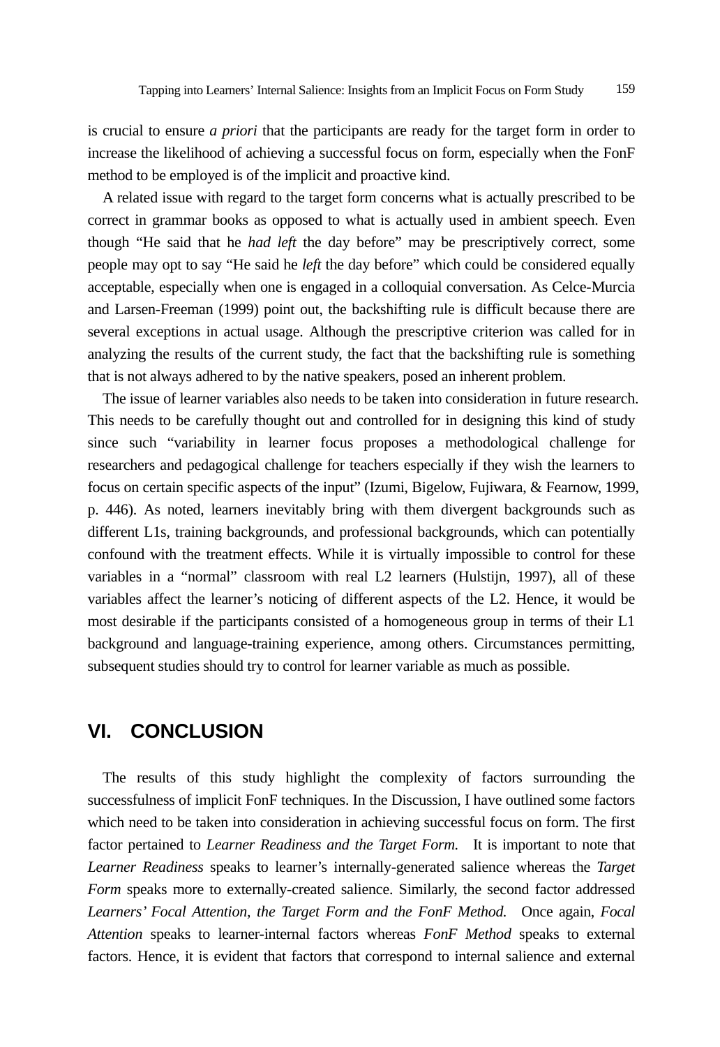is crucial to ensure *a priori* that the participants are ready for the target form in order to increase the likelihood of achieving a successful focus on form, especially when the FonF method to be employed is of the implicit and proactive kind.

A related issue with regard to the target form concerns what is actually prescribed to be correct in grammar books as opposed to what is actually used in ambient speech. Even though "He said that he *had left* the day before" may be prescriptively correct, some people may opt to say "He said he *left* the day before" which could be considered equally acceptable, especially when one is engaged in a colloquial conversation. As Celce-Murcia and Larsen-Freeman (1999) point out, the backshifting rule is difficult because there are several exceptions in actual usage. Although the prescriptive criterion was called for in analyzing the results of the current study, the fact that the backshifting rule is something that is not always adhered to by the native speakers, posed an inherent problem.

The issue of learner variables also needs to be taken into consideration in future research. This needs to be carefully thought out and controlled for in designing this kind of study since such "variability in learner focus proposes a methodological challenge for researchers and pedagogical challenge for teachers especially if they wish the learners to focus on certain specific aspects of the input" (Izumi, Bigelow, Fujiwara, & Fearnow, 1999, p. 446). As noted, learners inevitably bring with them divergent backgrounds such as different L1s, training backgrounds, and professional backgrounds, which can potentially confound with the treatment effects. While it is virtually impossible to control for these variables in a "normal" classroom with real L2 learners (Hulstijn, 1997), all of these variables affect the learner's noticing of different aspects of the L2. Hence, it would be most desirable if the participants consisted of a homogeneous group in terms of their L1 background and language-training experience, among others. Circumstances permitting, subsequent studies should try to control for learner variable as much as possible.

## VI. CONCLUSION

The results of this study highlight the complexity of factors surrounding the successfulness of implicit FonF techniques. In the Discussion, I have outlined some factors which need to be taken into consideration in achieving successful focus on form. The first factor pertained to *Learner Readiness and the Target Form.* It is important to note that *Learner Readiness* speaks to learner's internally-generated salience whereas the *Target Form* speaks more to externally-created salience. Similarly, the second factor addressed *Learners' Focal Attention, the Target Form and the FonF Method.* Once again, *Focal Attention* speaks to learner-internal factors whereas *FonF Method* speaks to external factors. Hence, it is evident that factors that correspond to internal salience and external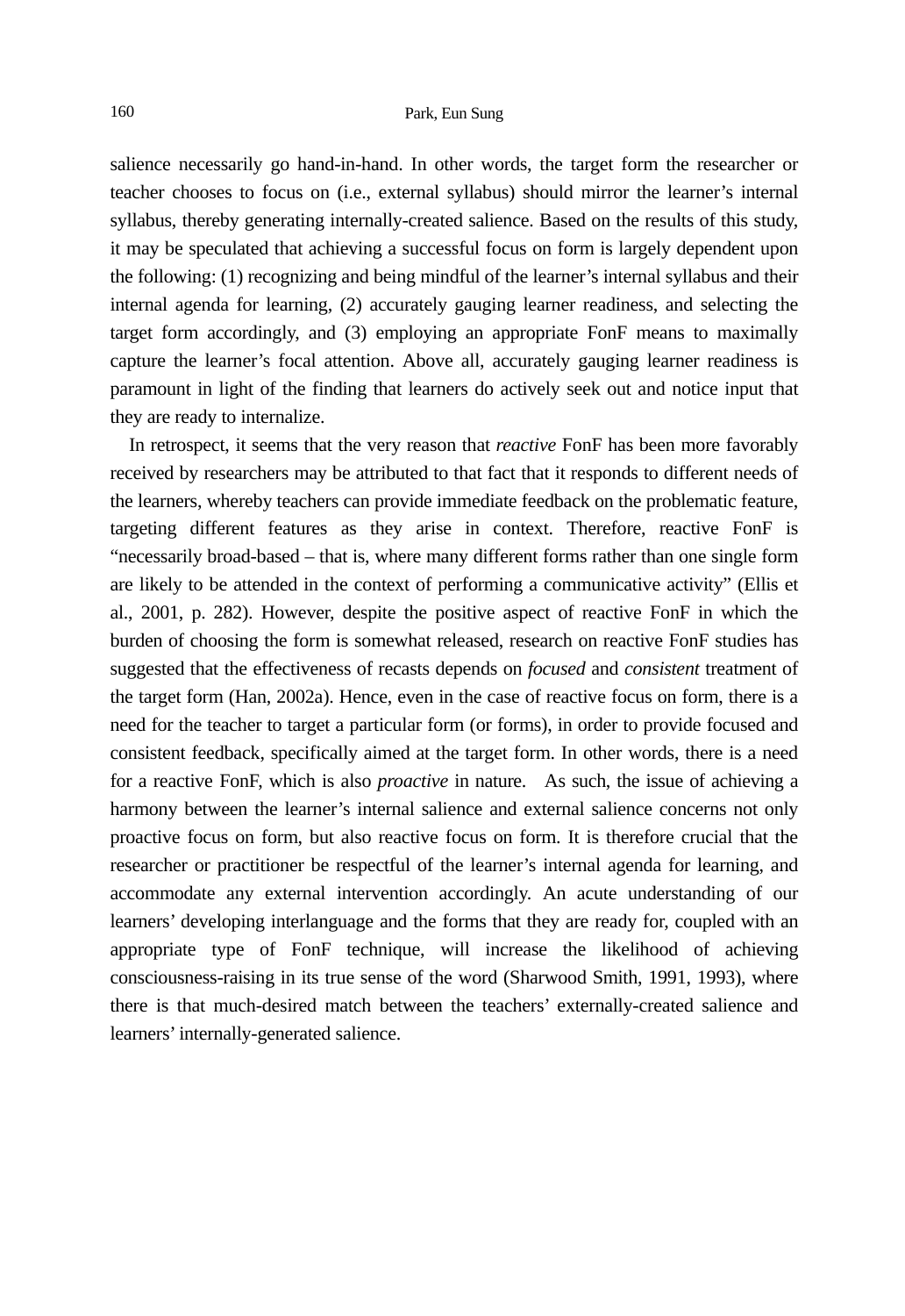salience necessarily go hand-in-hand. In other words, the target form the researcher or teacher chooses to focus on (i.e., external syllabus) should mirror the learner's internal syllabus, thereby generating internally-created salience. Based on the results of this study, it may be speculated that achieving a successful focus on form is largely dependent upon the following: (1) recognizing and being mindful of the learner's internal syllabus and their internal agenda for learning, (2) accurately gauging learner readiness, and selecting the target form accordingly, and (3) employing an appropriate FonF means to maximally capture the learner's focal attention. Above all, accurately gauging learner readiness is paramount in light of the finding that learners do actively seek out and notice input that they are ready to internalize.

In retrospect, it seems that the very reason that *reactive* FonF has been more favorably received by researchers may be attributed to that fact that it responds to different needs of the learners, whereby teachers can provide immediate feedback on the problematic feature, targeting different features as they arise in context. Therefore, reactive FonF is "necessarily broad-based – that is, where many different forms rather than one single form are likely to be attended in the context of performing a communicative activity" (Ellis et al., 2001, p. 282). However, despite the positive aspect of reactive FonF in which the burden of choosing the form is somewhat released, research on reactive FonF studies has suggested that the effectiveness of recasts depends on *focused* and *consistent* treatment of the target form (Han, 2002a). Hence, even in the case of reactive focus on form, there is a need for the teacher to target a particular form (or forms), in order to provide focused and consistent feedback, specifically aimed at the target form. In other words, there is a need for a reactive FonF, which is also *proactive* in nature. As such, the issue of achieving a harmony between the learner's internal salience and external salience concerns not only proactive focus on form, but also reactive focus on form. It is therefore crucial that the researcher or practitioner be respectful of the learner's internal agenda for learning, and accommodate any external intervention accordingly. An acute understanding of our learners' developing interlanguage and the forms that they are ready for, coupled with an appropriate type of FonF technique, will increase the likelihood of achieving consciousness-raising in its true sense of the word (Sharwood Smith, 1991, 1993), where there is that much-desired match between the teachers' externally-created salience and learners' internally-generated salience.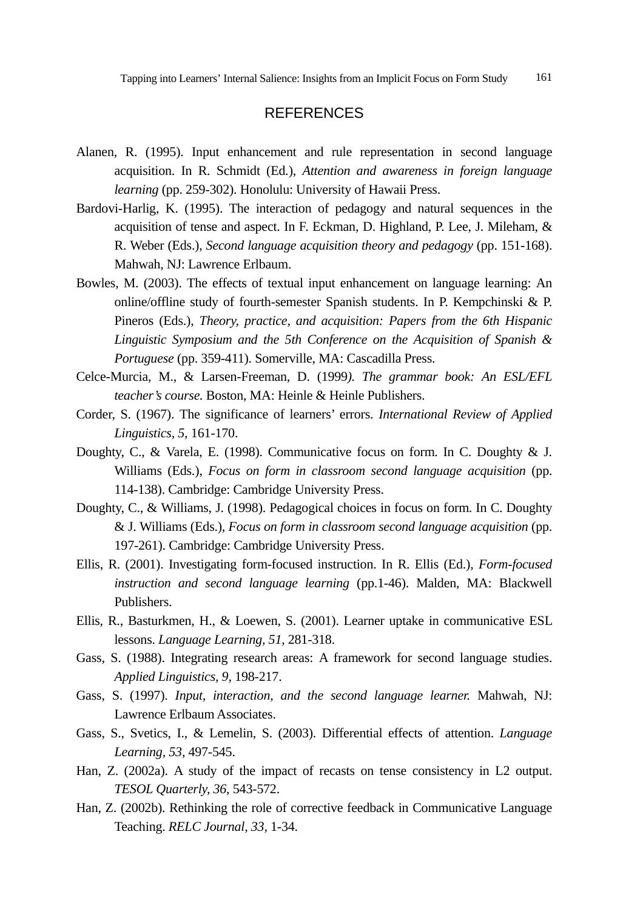## REFERENCES

Alanen, R. (1995). Input enhancement and rule representation in second language acquisition. In R. Schmidt (Ed.), *Attention and awareness in foreign language learning* (pp. 259-302). Honolulu: University of Hawaii Press.

Bardovi-Harlig, K. (1995). The interaction of pedagogy and natural sequences in the acquisition of tense and aspect. In F. Eckman, D. Highland, P. Lee, J. Mileham, & R. Weber (Eds.), *Second language acquisition theory and pedagogy* (pp. 151-168). Mahwah, NJ: Lawrence Erlbaum.

Bowles, M. (2003). The effects of textual input enhancement on language learning: An online/offline study of fourth-semester Spanish students. In P. Kempchinski & P. Pineros (Eds.), *Theory, practice, and acquisition: Papers from the 6th Hispanic Linguistic Symposium and the 5th Conference on the Acquisition of Spanish & Portuguese* (pp. 359-411). Somerville, MA: Cascadilla Press.

Celce-Murcia, M., & Larsen-Freeman, D. (1999*). The grammar book: An ESL/EFL teacher's course.* Boston, MA: Heinle & Heinle Publishers.

Corder, S. (1967). The significance of learners' errors. *International Review of Applied Linguistics, 5,* 161-170.

Doughty, C., & Varela, E. (1998). Communicative focus on form. In C. Doughty & J. Williams (Eds.), *Focus on form in classroom second language acquisition* (pp. 114-138). Cambridge: Cambridge University Press.

Doughty, C., & Williams, J. (1998). Pedagogical choices in focus on form. In C. Doughty & J. Williams (Eds.), *Focus on form in classroom second language acquisition* (pp. 197-261). Cambridge: Cambridge University Press.

Ellis, R. (2001). Investigating form-focused instruction. In R. Ellis (Ed.), *Form-focused instruction and second language learning* (pp.1-46). Malden, MA: Blackwell Publishers.

Ellis, R., Basturkmen, H., & Loewen, S. (2001). Learner uptake in communicative ESL lessons. *Language Learning, 51,* 281-318.

Gass, S. (1988). Integrating research areas: A framework for second language studies. *Applied Linguistics, 9,* 198-217.

Gass, S. (1997). *Input, interaction, and the second language learner.* Mahwah, NJ: Lawrence Erlbaum Associates.

Gass, S., Svetics, I., & Lemelin, S. (2003). Differential effects of attention. *Language Learning, 53,* 497-545.

Han, Z. (2002a). A study of the impact of recasts on tense consistency in L2 output. *TESOL Quarterly, 36,* 543-572.

Han, Z. (2002b). Rethinking the role of corrective feedback in Communicative Language Teaching. *RELC Journal, 33,* 1-34.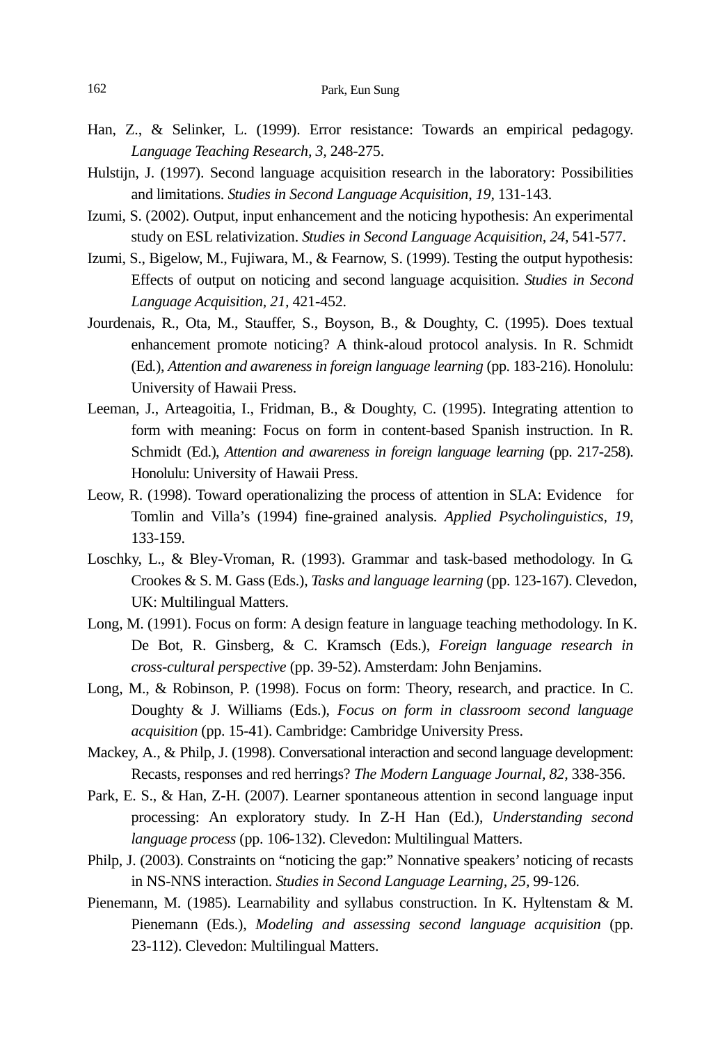Han, Z., & Selinker, L. (1999). Error resistance: Towards an empirical pedagogy. *Language Teaching Research, 3,* 248-275.

Hulstijn, J. (1997). Second language acquisition research in the laboratory: Possibilities and limitations. *Studies in Second Language Acquisition, 19,* 131-143.

Izumi, S. (2002). Output, input enhancement and the noticing hypothesis: An experimental study on ESL relativization. *Studies in Second Language Acquisition, 24,* 541-577.

Izumi, S., Bigelow, M., Fujiwara, M., & Fearnow, S. (1999). Testing the output hypothesis: Effects of output on noticing and second language acquisition. *Studies in Second Language Acquisition, 21,* 421-452.

Jourdenais, R., Ota, M., Stauffer, S., Boyson, B., & Doughty, C. (1995). Does textual enhancement promote noticing? A think-aloud protocol analysis. In R. Schmidt (Ed.), *Attention and awareness in foreign language learning* (pp. 183-216). Honolulu: University of Hawaii Press.

Leeman, J., Arteagoitia, I., Fridman, B., & Doughty, C. (1995). Integrating attention to form with meaning: Focus on form in content-based Spanish instruction. In R. Schmidt (Ed.), *Attention and awareness in foreign language learning* (pp. 217-258). Honolulu: University of Hawaii Press.

Leow, R. (1998). Toward operationalizing the process of attention in SLA: Evidence for Tomlin and Villa's (1994) fine-grained analysis. *Applied Psycholinguistics, 19,* 133-159.

Loschky, L., & Bley-Vroman, R. (1993). Grammar and task-based methodology. In G. Crookes & S. M. Gass (Eds.), *Tasks and language learning* (pp. 123-167). Clevedon, UK: Multilingual Matters.

Long, M. (1991). Focus on form: A design feature in language teaching methodology. In K. De Bot, R. Ginsberg, & C. Kramsch (Eds.), *Foreign language research in cross-cultural perspective* (pp. 39-52). Amsterdam: John Benjamins.

Long, M., & Robinson, P. (1998). Focus on form: Theory, research, and practice. In C. Doughty & J. Williams (Eds.), *Focus on form in classroom second language acquisition* (pp. 15-41). Cambridge: Cambridge University Press.

Mackey, A., & Philp, J. (1998). Conversational interaction and second language development: Recasts, responses and red herrings? *The Modern Language Journal, 82,* 338-356.

Park, E. S., & Han, Z-H. (2007). Learner spontaneous attention in second language input processing: An exploratory study. In Z-H Han (Ed.), *Understanding second language process* (pp. 106-132). Clevedon: Multilingual Matters.

Philp, J. (2003). Constraints on "noticing the gap:" Nonnative speakers' noticing of recasts in NS-NNS interaction. *Studies in Second Language Learning, 25,* 99-126.

Pienemann, M. (1985). Learnability and syllabus construction. In K. Hyltenstam & M. Pienemann (Eds.), *Modeling and assessing second language acquisition* (pp. 23-112). Clevedon: Multilingual Matters.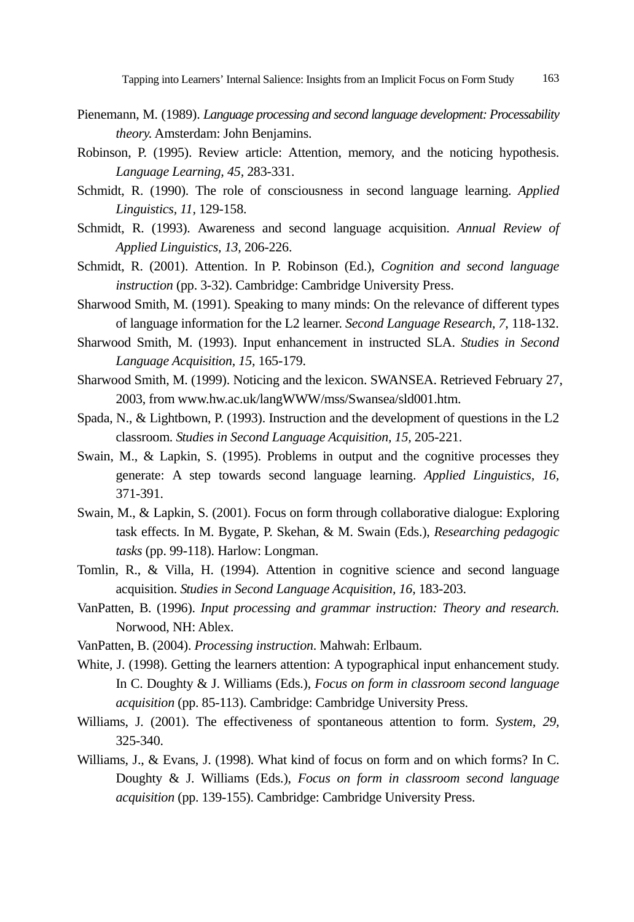Pienemann, M. (1989). *Language processing and second language development: Processability theory.* Amsterdam: John Benjamins.

Robinson, P. (1995). Review article: Attention, memory, and the noticing hypothesis. *Language Learning, 45*, 283-331.

Schmidt, R. (1990). The role of consciousness in second language learning. *Applied Linguistics, 11*, 129-158.

Schmidt, R. (1993). Awareness and second language acquisition. *Annual Review of Applied Linguistics, 13,* 206-226.

Schmidt, R. (2001). Attention. In P. Robinson (Ed.), *Cognition and second language instruction* (pp. 3-32). Cambridge: Cambridge University Press.

Sharwood Smith, M. (1991). Speaking to many minds: On the relevance of different types of language information for the L2 learner. *Second Language Research, 7,* 118-132.

Sharwood Smith, M. (1993). Input enhancement in instructed SLA. *Studies in Second Language Acquisition, 15,* 165-179.

Sharwood Smith, M. (1999). Noticing and the lexicon. SWANSEA. Retrieved February 27, 2003, from www.hw.ac.uk/langWWW/mss/Swansea/sld001.htm.

Spada, N., & Lightbown, P. (1993). Instruction and the development of questions in the L2 classroom. *Studies in Second Language Acquisition, 15,* 205-221.

Swain, M., & Lapkin, S. (1995). Problems in output and the cognitive processes they generate: A step towards second language learning. *Applied Linguistics, 16,* 371-391.

Swain, M., & Lapkin, S. (2001). Focus on form through collaborative dialogue: Exploring task effects. In M. Bygate, P. Skehan, & M. Swain (Eds.), *Researching pedagogic tasks* (pp. 99-118). Harlow: Longman.

Tomlin, R., & Villa, H. (1994). Attention in cognitive science and second language acquisition. *Studies in Second Language Acquisition, 16,* 183-203.

VanPatten, B. (1996). *Input processing and grammar instruction: Theory and research.* Norwood, NH: Ablex.

VanPatten, B. (2004). *Processing instruction*. Mahwah: Erlbaum.

White, J. (1998). Getting the learners attention: A typographical input enhancement study. In C. Doughty & J. Williams (Eds.), *Focus on form in classroom second language acquisition* (pp. 85-113). Cambridge: Cambridge University Press.

Williams, J. (2001). The effectiveness of spontaneous attention to form. *System, 29,* 325-340.

Williams, J., & Evans, J. (1998). What kind of focus on form and on which forms? In C. Doughty & J. Williams (Eds.), *Focus on form in classroom second language acquisition* (pp. 139-155). Cambridge: Cambridge University Press.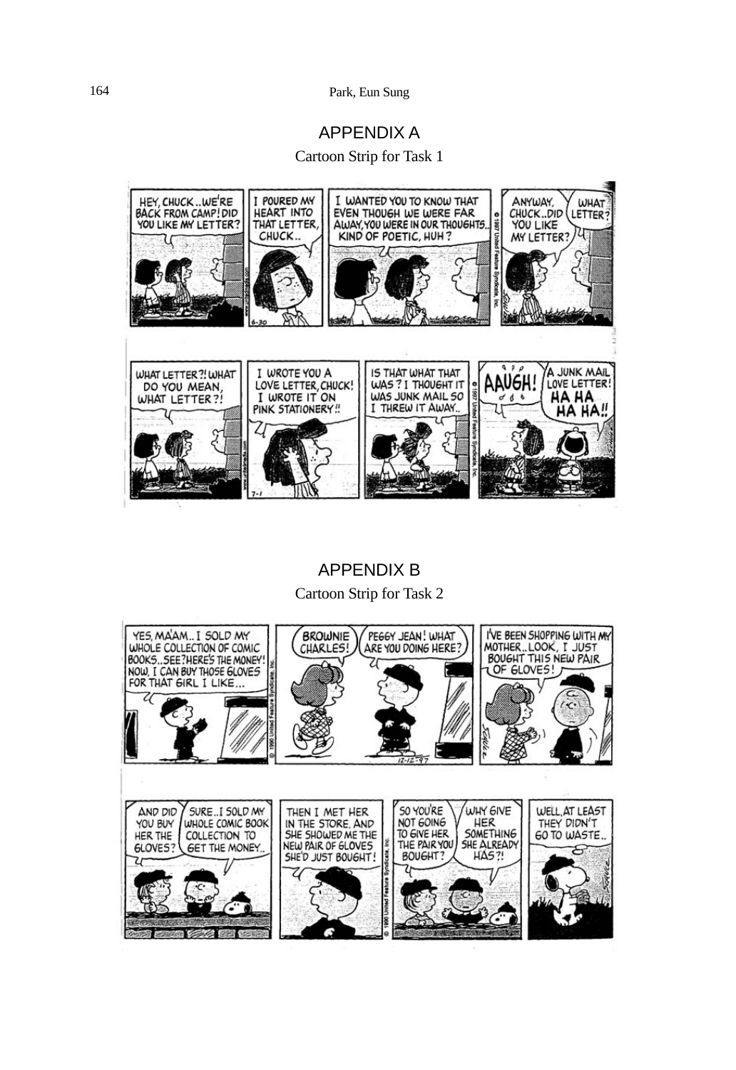## APPENDIX A

Cartoon Strip for Task 1

## APPENDIX B

Cartoon Strip for Task 2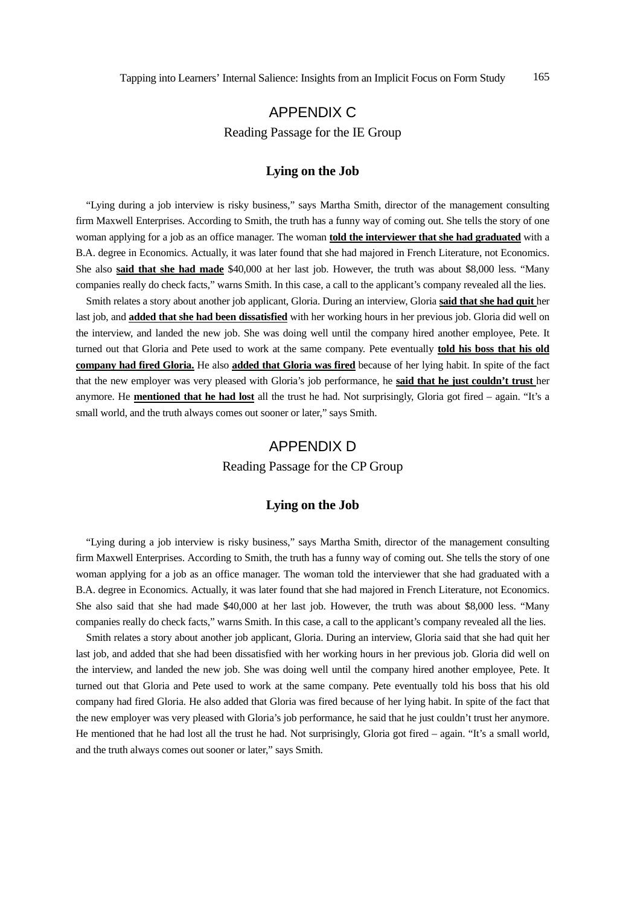## APPENDIX C

Reading Passage for the IE Group

### Lying on the Job

"Lying during a job interview is risky business," says Martha Smith, director of the management consulting firm Maxwell Enterprises. According to Smith, the truth has a funny way of coming out. She tells the story of one woman applying for a job as an office manager. The woman **told the interviewer that she had graduated** with a B.A. degree in Economics. Actually, it was later found that she had majored in French Literature, not Economics. She also **said that she had made** $40,000 at her last job. However, the truth was about $8,000 less. "Many companies really do check facts," warns Smith. In this case, a call to the applicant's company revealed all the lies.

Smith relates a story about another job applicant, Gloria. During an interview, Gloria **said that she had quit** her last job, and **added that she had been dissatisfied** with her working hours in her previous job. Gloria did well on the interview, and landed the new job. She was doing well until the company hired another employee, Pete. It turned out that Gloria and Pete used to work at the same company. Pete eventually **told his boss that his old company had fired Gloria.** He also **added that Gloria was fired** because of her lying habit. In spite of the fact that the new employer was very pleased with Gloria's job performance, he **said that he just couldn't trust** her anymore. He **mentioned that he had lost** all the trust he had. Not surprisingly, Gloria got fired – again. "It's a small world, and the truth always comes out sooner or later," says Smith.

## APPENDIX D

Reading Passage for the CP Group

### Lying on the Job

"Lying during a job interview is risky business," says Martha Smith, director of the management consulting firm Maxwell Enterprises. According to Smith, the truth has a funny way of coming out. She tells the story of one woman applying for a job as an office manager. The woman told the interviewer that she had graduated with a B.A. degree in Economics. Actually, it was later found that she had majored in French Literature, not Economics. She also said that she had made $40,000 at her last job. However, the truth was about $8,000 less. "Many companies really do check facts," warns Smith. In this case, a call to the applicant's company revealed all the lies.

Smith relates a story about another job applicant, Gloria. During an interview, Gloria said that she had quit her last job, and added that she had been dissatisfied with her working hours in her previous job. Gloria did well on the interview, and landed the new job. She was doing well until the company hired another employee, Pete. It turned out that Gloria and Pete used to work at the same company. Pete eventually told his boss that his old company had fired Gloria. He also added that Gloria was fired because of her lying habit. In spite of the fact that the new employer was very pleased with Gloria's job performance, he said that he just couldn't trust her anymore. He mentioned that he had lost all the trust he had. Not surprisingly, Gloria got fired – again. "It's a small world, and the truth always comes out sooner or later," says Smith.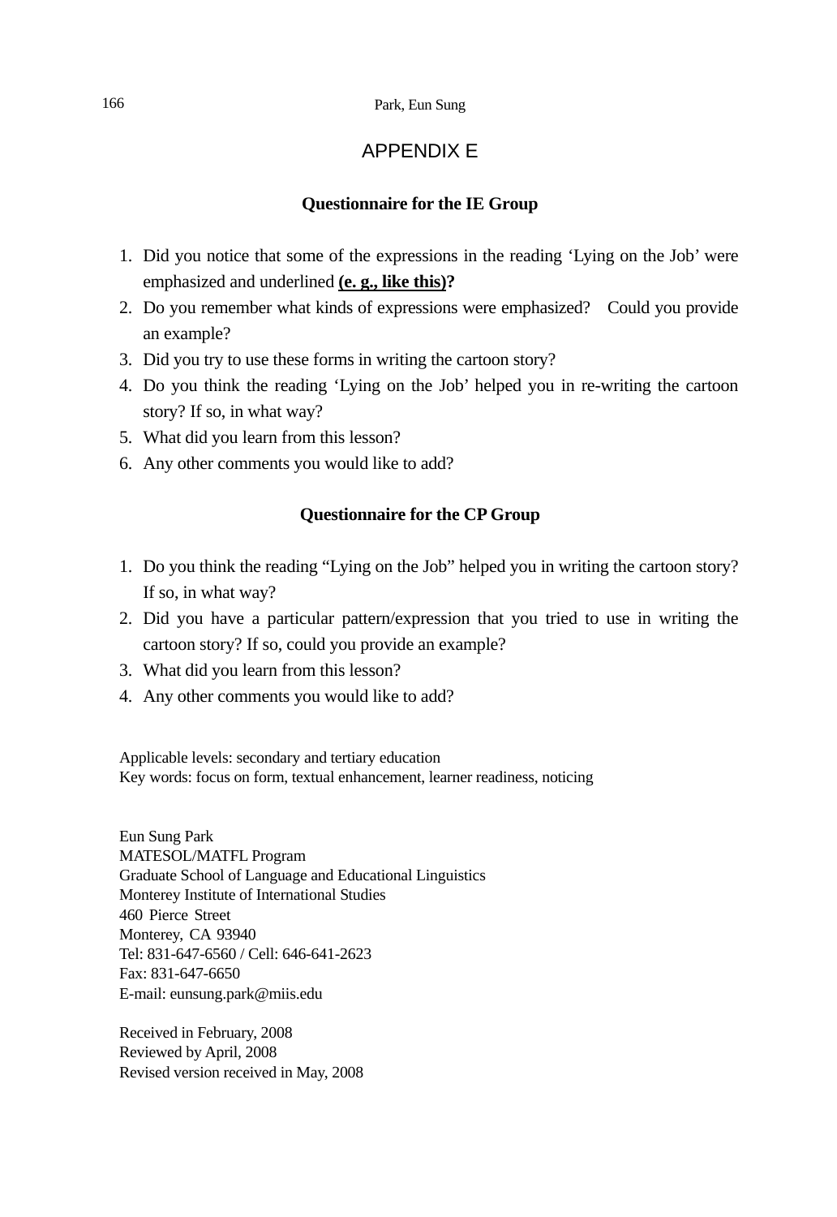# APPENDIX E

### Questionnaire for the IE Group

1. Did you notice that some of the expressions in the reading 'Lying on the Job' were emphasized and underlined **<u>(e. g., like this)</u>?**
2. Do you remember what kinds of expressions were emphasized? Could you provide an example?
3. Did you try to use these forms in writing the cartoon story?
4. Do you think the reading 'Lying on the Job' helped you in re-writing the cartoon story? If so, in what way?
5. What did you learn from this lesson?
6. Any other comments you would like to add?

### Questionnaire for the CP Group

1. Do you think the reading "Lying on the Job" helped you in writing the cartoon story? If so, in what way?
2. Did you have a particular pattern/expression that you tried to use in writing the cartoon story? If so, could you provide an example?
3. What did you learn from this lesson?
4. Any other comments you would like to add?

Applicable levels: secondary and tertiary education
Key words: focus on form, textual enhancement, learner readiness, noticing

Eun Sung Park
MATESOL/MATFL Program
Graduate School of Language and Educational Linguistics
Monterey Institute of International Studies
460 Pierce Street
Monterey, CA 93940
Tel: 831-647-6560 / Cell: 646-641-2623
Fax: 831-647-6650
E-mail: eunsung.park@miis.edu

Received in February, 2008
Reviewed by April, 2008
Revised version received in May, 2008